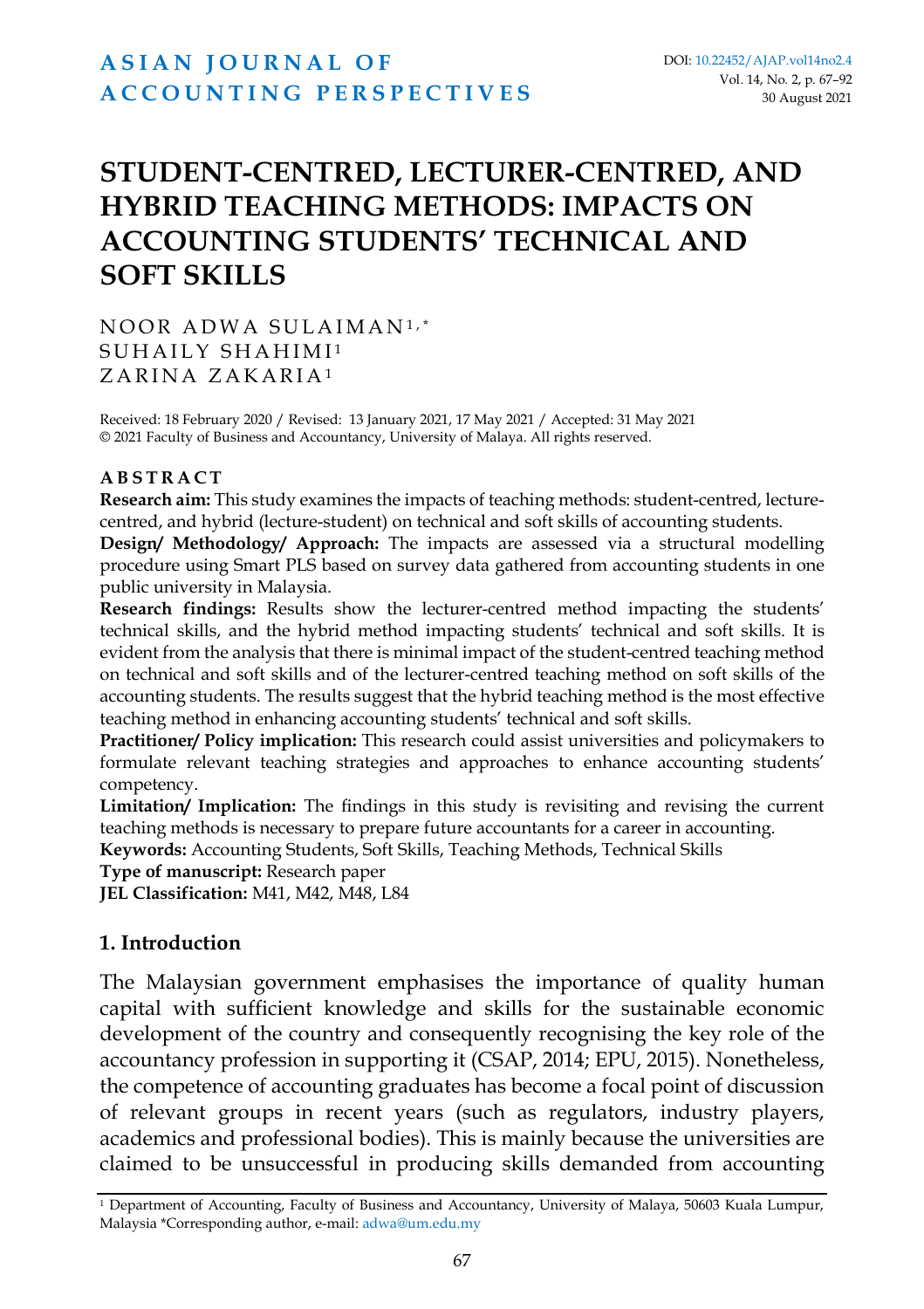# STUDENT-CENTRED, LECTURER-CENTRED, AND HYBRID TEACHING METHODS: IMPACTS ON ACCOUNTING STUDENTS' TECHNICAL AND SOFT SKILLS

NOOR ADWA SULAIMAN[1,*]
SUHAILY SHAHIMI[1]
ZARINA ZAKARIA[1]

Received: 18 February 2020 / Revised: 13 January 2021, 17 May 2021 / Accepted: 31 May 2021
© 2021 Faculty of Business and Accountancy, University of Malaya. All rights reserved.

**ABSTRACT**

**Research aim:** This study examines the impacts of teaching methods: student-centred, lecture-centred, and hybrid (lecture-student) on technical and soft skills of accounting students.

**Design/ Methodology/ Approach:** The impacts are assessed via a structural modelling procedure using Smart PLS based on survey data gathered from accounting students in one public university in Malaysia.

**Research findings:** Results show the lecturer-centred method impacting the students' technical skills, and the hybrid method impacting students' technical and soft skills. It is evident from the analysis that there is minimal impact of the student-centred teaching method on technical and soft skills and of the lecturer-centred teaching method on soft skills of the accounting students. The results suggest that the hybrid teaching method is the most effective teaching method in enhancing accounting students' technical and soft skills.

**Practitioner/ Policy implication:** This research could assist universities and policymakers to formulate relevant teaching strategies and approaches to enhance accounting students' competency.

**Limitation/ Implication:** The findings in this study is revisiting and revising the current teaching methods is necessary to prepare future accountants for a career in accounting.

**Keywords:** Accounting Students, Soft Skills, Teaching Methods, Technical Skills

**Type of manuscript:** Research paper

**JEL Classification:** M41, M42, M48, L84

## 1. Introduction

The Malaysian government emphasises the importance of quality human capital with sufficient knowledge and skills for the sustainable economic development of the country and consequently recognising the key role of the accountancy profession in supporting it (CSAP, 2014; EPU, 2015). Nonetheless, the competence of accounting graduates has become a focal point of discussion of relevant groups in recent years (such as regulators, industry players, academics and professional bodies). This is mainly because the universities are claimed to be unsuccessful in producing skills demanded from accounting

[1] Department of Accounting, Faculty of Business and Accountancy, University of Malaya, 50603 Kuala Lumpur, Malaysia *Corresponding author, e-mail: adwa@um.edu.my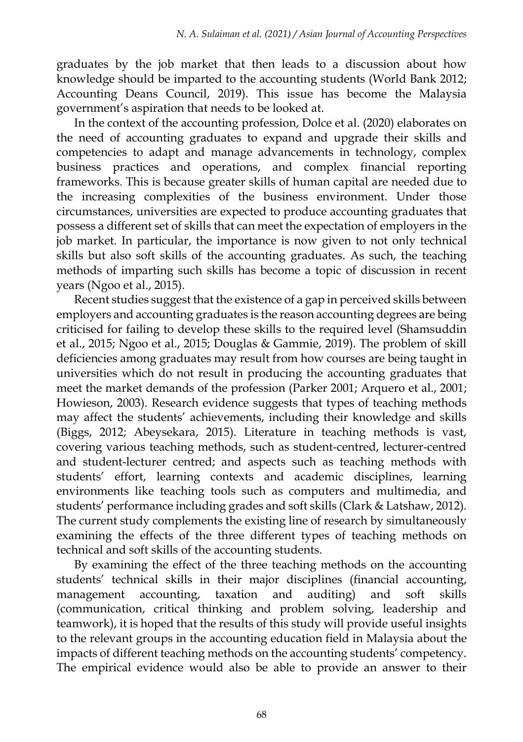graduates by the job market that then leads to a discussion about how knowledge should be imparted to the accounting students (World Bank 2012; Accounting Deans Council, 2019). This issue has become the Malaysia government's aspiration that needs to be looked at.

In the context of the accounting profession, Dolce et al. (2020) elaborates on the need of accounting graduates to expand and upgrade their skills and competencies to adapt and manage advancements in technology, complex business practices and operations, and complex financial reporting frameworks. This is because greater skills of human capital are needed due to the increasing complexities of the business environment. Under those circumstances, universities are expected to produce accounting graduates that possess a different set of skills that can meet the expectation of employers in the job market. In particular, the importance is now given to not only technical skills but also soft skills of the accounting graduates. As such, the teaching methods of imparting such skills has become a topic of discussion in recent years (Ngoo et al., 2015).

Recent studies suggest that the existence of a gap in perceived skills between employers and accounting graduates is the reason accounting degrees are being criticised for failing to develop these skills to the required level (Shamsuddin et al., 2015; Ngoo et al., 2015; Douglas & Gammie, 2019). The problem of skill deficiencies among graduates may result from how courses are being taught in universities which do not result in producing the accounting graduates that meet the market demands of the profession (Parker 2001; Arquero et al., 2001; Howieson, 2003). Research evidence suggests that types of teaching methods may affect the students' achievements, including their knowledge and skills (Biggs, 2012; Abeysekara, 2015). Literature in teaching methods is vast, covering various teaching methods, such as student-centred, lecturer-centred and student-lecturer centred; and aspects such as teaching methods with students' effort, learning contexts and academic disciplines, learning environments like teaching tools such as computers and multimedia, and students' performance including grades and soft skills (Clark & Latshaw, 2012). The current study complements the existing line of research by simultaneously examining the effects of the three different types of teaching methods on technical and soft skills of the accounting students.

By examining the effect of the three teaching methods on the accounting students' technical skills in their major disciplines (financial accounting, management accounting, taxation and auditing) and soft skills (communication, critical thinking and problem solving, leadership and teamwork), it is hoped that the results of this study will provide useful insights to the relevant groups in the accounting education field in Malaysia about the impacts of different teaching methods on the accounting students' competency. The empirical evidence would also be able to provide an answer to their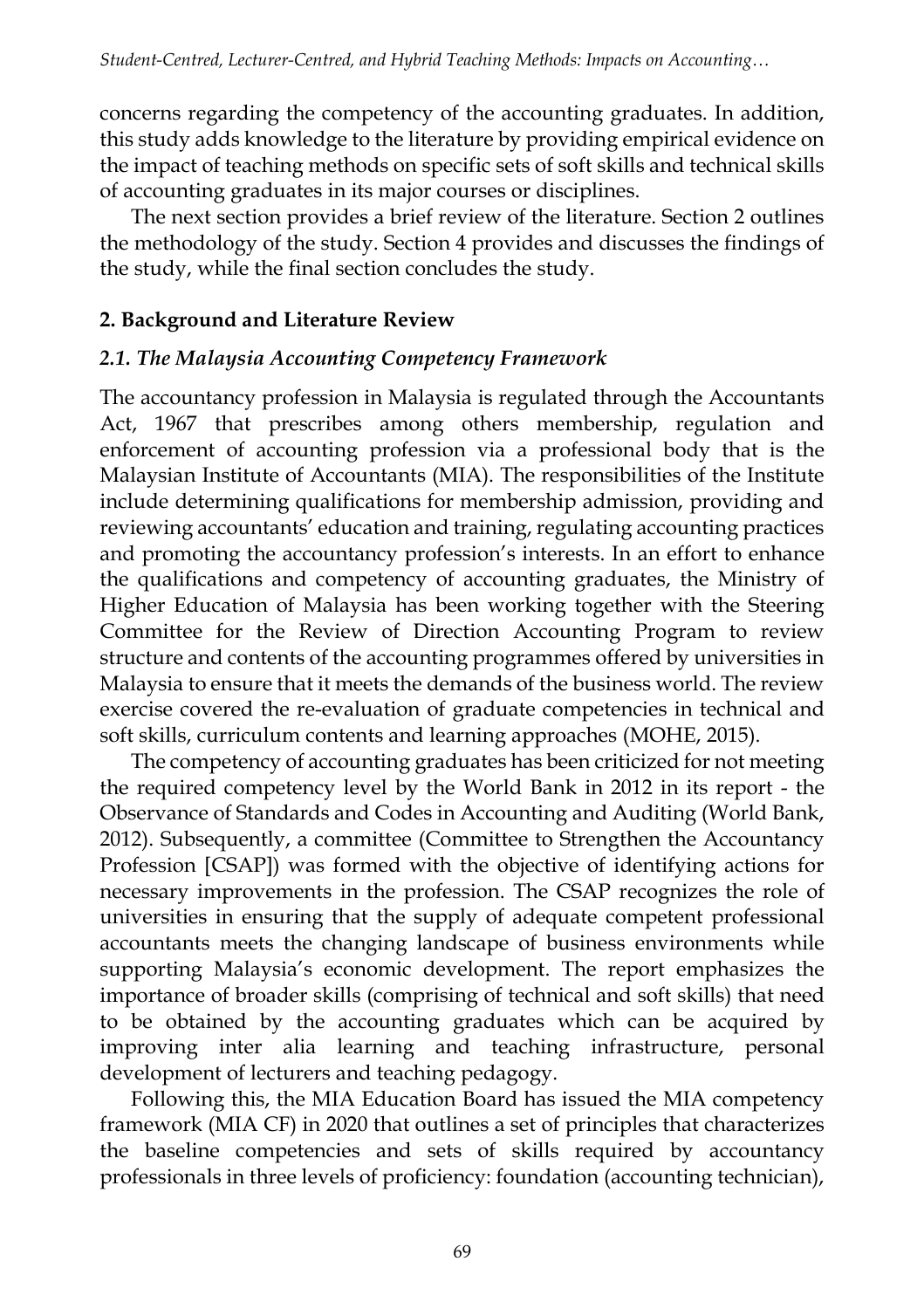concerns regarding the competency of the accounting graduates. In addition, this study adds knowledge to the literature by providing empirical evidence on the impact of teaching methods on specific sets of soft skills and technical skills of accounting graduates in its major courses or disciplines.

The next section provides a brief review of the literature. Section 2 outlines the methodology of the study. Section 4 provides and discusses the findings of the study, while the final section concludes the study.

## 2. Background and Literature Review

### *2.1. The Malaysia Accounting Competency Framework*

The accountancy profession in Malaysia is regulated through the Accountants Act, 1967 that prescribes among others membership, regulation and enforcement of accounting profession via a professional body that is the Malaysian Institute of Accountants (MIA). The responsibilities of the Institute include determining qualifications for membership admission, providing and reviewing accountants' education and training, regulating accounting practices and promoting the accountancy profession's interests. In an effort to enhance the qualifications and competency of accounting graduates, the Ministry of Higher Education of Malaysia has been working together with the Steering Committee for the Review of Direction Accounting Program to review structure and contents of the accounting programmes offered by universities in Malaysia to ensure that it meets the demands of the business world. The review exercise covered the re-evaluation of graduate competencies in technical and soft skills, curriculum contents and learning approaches (MOHE, 2015).

The competency of accounting graduates has been criticized for not meeting the required competency level by the World Bank in 2012 in its report - the Observance of Standards and Codes in Accounting and Auditing (World Bank, 2012). Subsequently, a committee (Committee to Strengthen the Accountancy Profession [CSAP]) was formed with the objective of identifying actions for necessary improvements in the profession. The CSAP recognizes the role of universities in ensuring that the supply of adequate competent professional accountants meets the changing landscape of business environments while supporting Malaysia's economic development. The report emphasizes the importance of broader skills (comprising of technical and soft skills) that need to be obtained by the accounting graduates which can be acquired by improving inter alia learning and teaching infrastructure, personal development of lecturers and teaching pedagogy.

Following this, the MIA Education Board has issued the MIA competency framework (MIA CF) in 2020 that outlines a set of principles that characterizes the baseline competencies and sets of skills required by accountancy professionals in three levels of proficiency: foundation (accounting technician),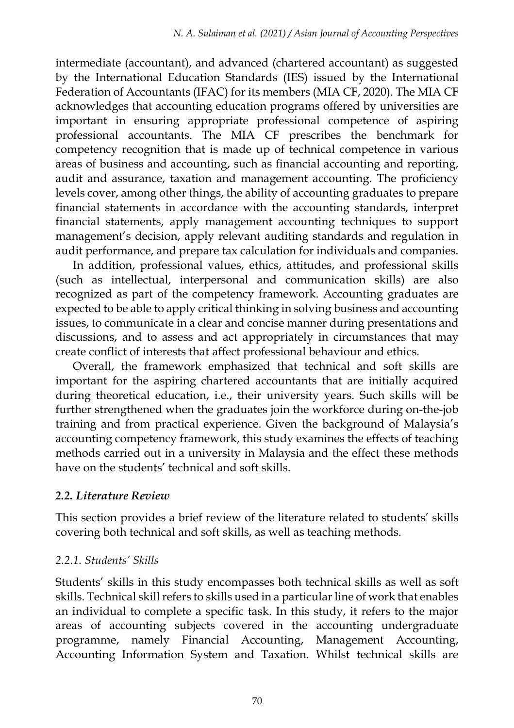intermediate (accountant), and advanced (chartered accountant) as suggested by the International Education Standards (IES) issued by the International Federation of Accountants (IFAC) for its members (MIA CF, 2020). The MIA CF acknowledges that accounting education programs offered by universities are important in ensuring appropriate professional competence of aspiring professional accountants. The MIA CF prescribes the benchmark for competency recognition that is made up of technical competence in various areas of business and accounting, such as financial accounting and reporting, audit and assurance, taxation and management accounting. The proficiency levels cover, among other things, the ability of accounting graduates to prepare financial statements in accordance with the accounting standards, interpret financial statements, apply management accounting techniques to support management's decision, apply relevant auditing standards and regulation in audit performance, and prepare tax calculation for individuals and companies.

In addition, professional values, ethics, attitudes, and professional skills (such as intellectual, interpersonal and communication skills) are also recognized as part of the competency framework. Accounting graduates are expected to be able to apply critical thinking in solving business and accounting issues, to communicate in a clear and concise manner during presentations and discussions, and to assess and act appropriately in circumstances that may create conflict of interests that affect professional behaviour and ethics.

Overall, the framework emphasized that technical and soft skills are important for the aspiring chartered accountants that are initially acquired during theoretical education, i.e., their university years. Such skills will be further strengthened when the graduates join the workforce during on-the-job training and from practical experience. Given the background of Malaysia's accounting competency framework, this study examines the effects of teaching methods carried out in a university in Malaysia and the effect these methods have on the students' technical and soft skills.

### *2.2. Literature Review*

This section provides a brief review of the literature related to students' skills covering both technical and soft skills, as well as teaching methods.

#### *2.2.1. Students' Skills*

Students' skills in this study encompasses both technical skills as well as soft skills. Technical skill refers to skills used in a particular line of work that enables an individual to complete a specific task. In this study, it refers to the major areas of accounting subjects covered in the accounting undergraduate programme, namely Financial Accounting, Management Accounting, Accounting Information System and Taxation. Whilst technical skills are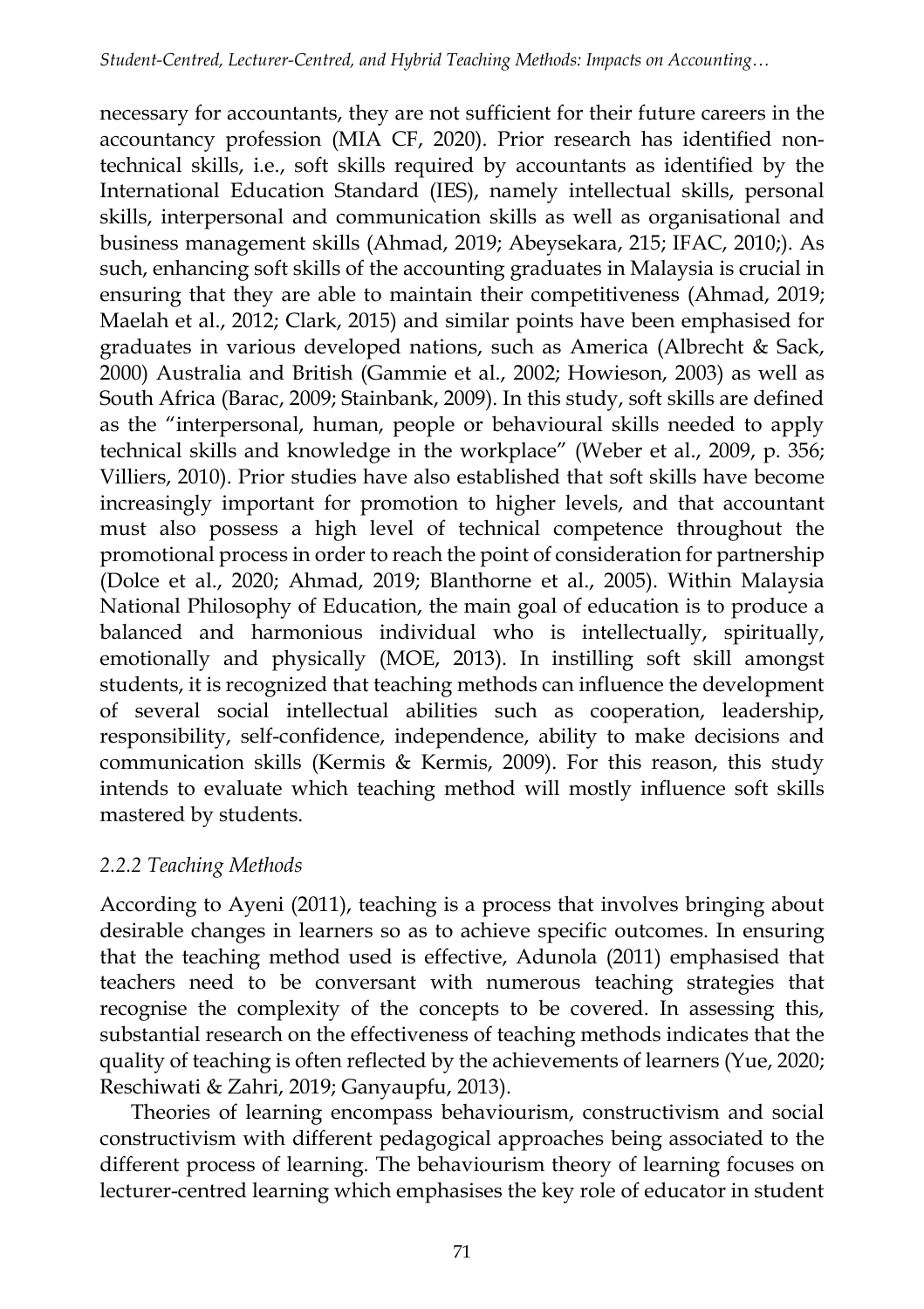necessary for accountants, they are not sufficient for their future careers in the accountancy profession (MIA CF, 2020). Prior research has identified non-technical skills, i.e., soft skills required by accountants as identified by the International Education Standard (IES), namely intellectual skills, personal skills, interpersonal and communication skills as well as organisational and business management skills (Ahmad, 2019; Abeysekara, 215; IFAC, 2010;). As such, enhancing soft skills of the accounting graduates in Malaysia is crucial in ensuring that they are able to maintain their competitiveness (Ahmad, 2019; Maelah et al., 2012; Clark, 2015) and similar points have been emphasised for graduates in various developed nations, such as America (Albrecht & Sack, 2000) Australia and British (Gammie et al., 2002; Howieson, 2003) as well as South Africa (Barac, 2009; Stainbank, 2009). In this study, soft skills are defined as the "interpersonal, human, people or behavioural skills needed to apply technical skills and knowledge in the workplace" (Weber et al., 2009, p. 356; Villiers, 2010). Prior studies have also established that soft skills have become increasingly important for promotion to higher levels, and that accountant must also possess a high level of technical competence throughout the promotional process in order to reach the point of consideration for partnership (Dolce et al., 2020; Ahmad, 2019; Blanthorne et al., 2005). Within Malaysia National Philosophy of Education, the main goal of education is to produce a balanced and harmonious individual who is intellectually, spiritually, emotionally and physically (MOE, 2013). In instilling soft skill amongst students, it is recognized that teaching methods can influence the development of several social intellectual abilities such as cooperation, leadership, responsibility, self-confidence, independence, ability to make decisions and communication skills (Kermis & Kermis, 2009). For this reason, this study intends to evaluate which teaching method will mostly influence soft skills mastered by students.

### *2.2.2 Teaching Methods*

According to Ayeni (2011), teaching is a process that involves bringing about desirable changes in learners so as to achieve specific outcomes. In ensuring that the teaching method used is effective, Adunola (2011) emphasised that teachers need to be conversant with numerous teaching strategies that recognise the complexity of the concepts to be covered. In assessing this, substantial research on the effectiveness of teaching methods indicates that the quality of teaching is often reflected by the achievements of learners (Yue, 2020; Reschiwati & Zahri, 2019; Ganyaupfu, 2013).

Theories of learning encompass behaviourism, constructivism and social constructivism with different pedagogical approaches being associated to the different process of learning. The behaviourism theory of learning focuses on lecturer-centred learning which emphasises the key role of educator in student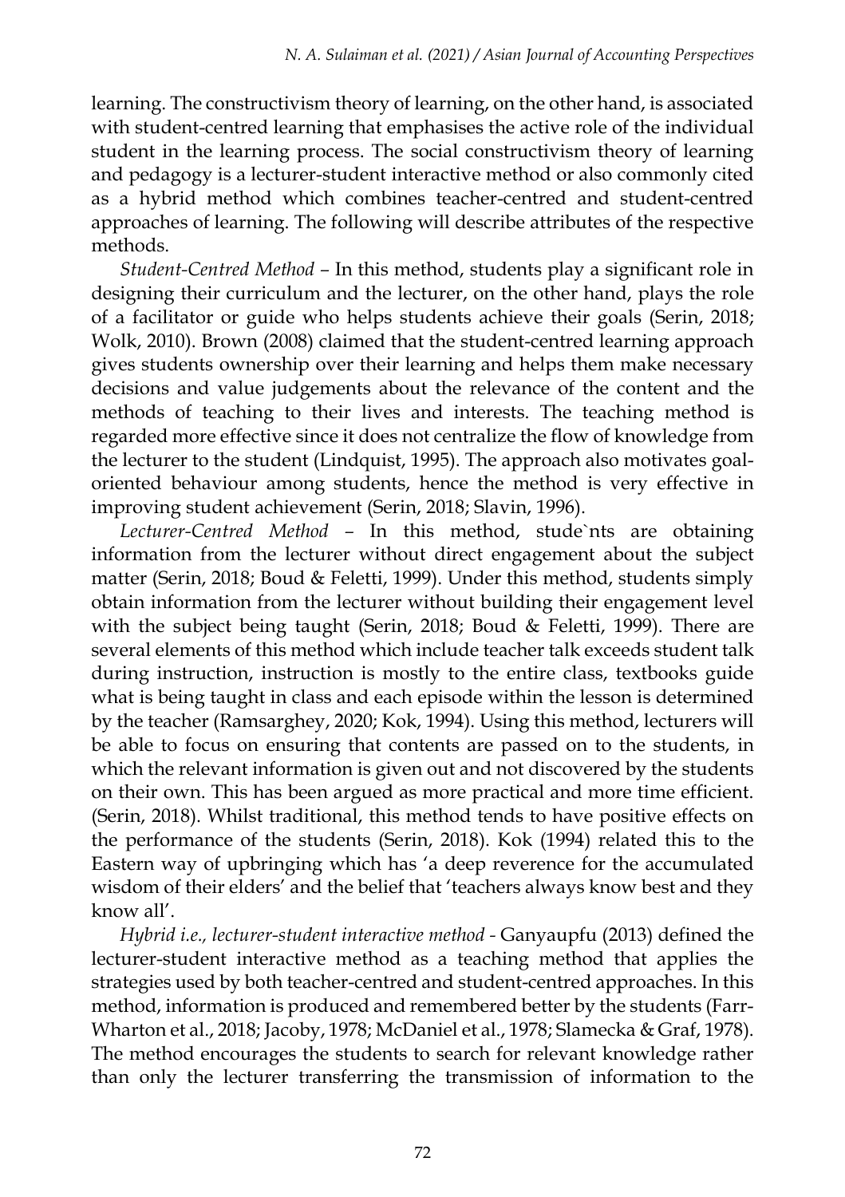learning. The constructivism theory of learning, on the other hand, is associated with student-centred learning that emphasises the active role of the individual student in the learning process. The social constructivism theory of learning and pedagogy is a lecturer-student interactive method or also commonly cited as a hybrid method which combines teacher-centred and student-centred approaches of learning. The following will describe attributes of the respective methods.

*Student-Centred Method* – In this method, students play a significant role in designing their curriculum and the lecturer, on the other hand, plays the role of a facilitator or guide who helps students achieve their goals (Serin, 2018; Wolk, 2010). Brown (2008) claimed that the student-centred learning approach gives students ownership over their learning and helps them make necessary decisions and value judgements about the relevance of the content and the methods of teaching to their lives and interests. The teaching method is regarded more effective since it does not centralize the flow of knowledge from the lecturer to the student (Lindquist, 1995). The approach also motivates goal-oriented behaviour among students, hence the method is very effective in improving student achievement (Serin, 2018; Slavin, 1996).

*Lecturer-Centred Method* – In this method, stude`nts are obtaining information from the lecturer without direct engagement about the subject matter (Serin, 2018; Boud & Feletti, 1999). Under this method, students simply obtain information from the lecturer without building their engagement level with the subject being taught (Serin, 2018; Boud & Feletti, 1999). There are several elements of this method which include teacher talk exceeds student talk during instruction, instruction is mostly to the entire class, textbooks guide what is being taught in class and each episode within the lesson is determined by the teacher (Ramsarghey, 2020; Kok, 1994). Using this method, lecturers will be able to focus on ensuring that contents are passed on to the students, in which the relevant information is given out and not discovered by the students on their own. This has been argued as more practical and more time efficient. (Serin, 2018). Whilst traditional, this method tends to have positive effects on the performance of the students (Serin, 2018). Kok (1994) related this to the Eastern way of upbringing which has 'a deep reverence for the accumulated wisdom of their elders' and the belief that 'teachers always know best and they know all'.

*Hybrid i.e., lecturer-student interactive method* - Ganyaupfu (2013) defined the lecturer-student interactive method as a teaching method that applies the strategies used by both teacher-centred and student-centred approaches. In this method, information is produced and remembered better by the students (Farr-Wharton et al., 2018; Jacoby, 1978; McDaniel et al., 1978; Slamecka & Graf, 1978). The method encourages the students to search for relevant knowledge rather than only the lecturer transferring the transmission of information to the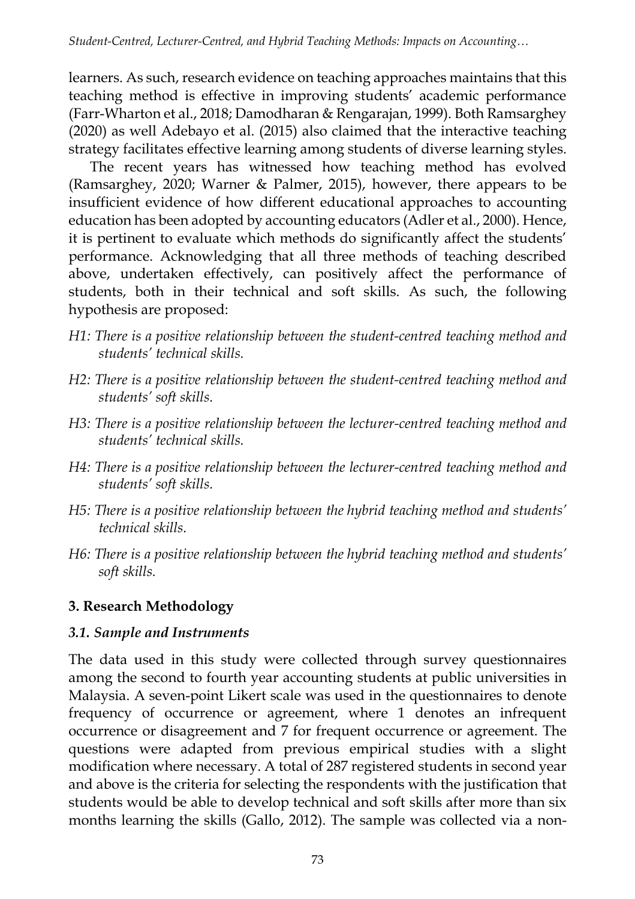learners. As such, research evidence on teaching approaches maintains that this teaching method is effective in improving students' academic performance (Farr-Wharton et al., 2018; Damodharan & Rengarajan, 1999). Both Ramsarghey (2020) as well Adebayo et al. (2015) also claimed that the interactive teaching strategy facilitates effective learning among students of diverse learning styles.

The recent years has witnessed how teaching method has evolved (Ramsarghey, 2020; Warner & Palmer, 2015), however, there appears to be insufficient evidence of how different educational approaches to accounting education has been adopted by accounting educators (Adler et al., 2000). Hence, it is pertinent to evaluate which methods do significantly affect the students' performance. Acknowledging that all three methods of teaching described above, undertaken effectively, can positively affect the performance of students, both in their technical and soft skills. As such, the following hypothesis are proposed:

*H1: There is a positive relationship between the student-centred teaching method and students' technical skills.*

*H2: There is a positive relationship between the student-centred teaching method and students' soft skills.*

*H3: There is a positive relationship between the lecturer-centred teaching method and students' technical skills.*

*H4: There is a positive relationship between the lecturer-centred teaching method and students' soft skills.*

*H5: There is a positive relationship between the hybrid teaching method and students' technical skills.*

*H6: There is a positive relationship between the hybrid teaching method and students' soft skills.*

## 3. Research Methodology

### *3.1. Sample and Instruments*

The data used in this study were collected through survey questionnaires among the second to fourth year accounting students at public universities in Malaysia. A seven-point Likert scale was used in the questionnaires to denote frequency of occurrence or agreement, where 1 denotes an infrequent occurrence or disagreement and 7 for frequent occurrence or agreement. The questions were adapted from previous empirical studies with a slight modification where necessary. A total of 287 registered students in second year and above is the criteria for selecting the respondents with the justification that students would be able to develop technical and soft skills after more than six months learning the skills (Gallo, 2012). The sample was collected via a non-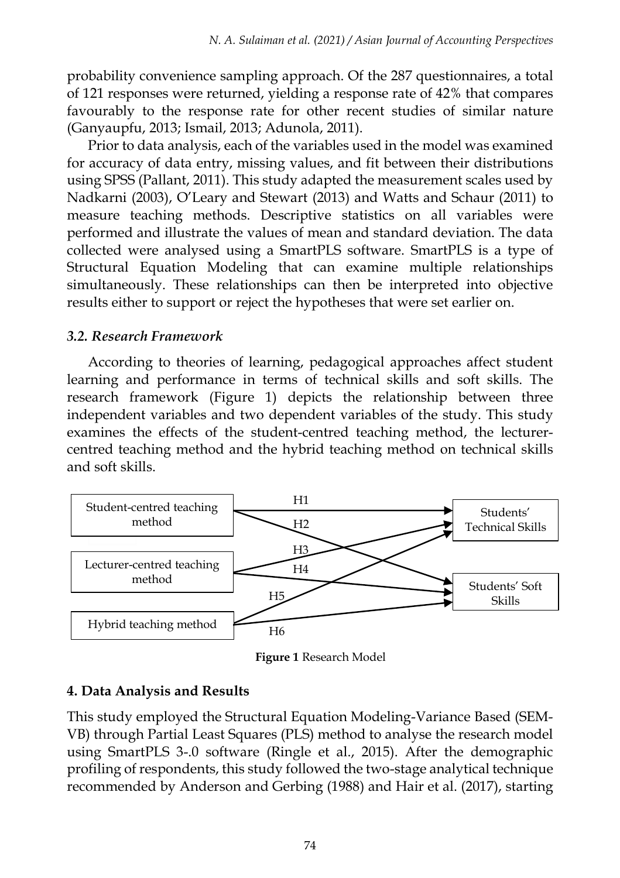probability convenience sampling approach. Of the 287 questionnaires, a total of 121 responses were returned, yielding a response rate of 42% that compares favourably to the response rate for other recent studies of similar nature (Ganyaupfu, 2013; Ismail, 2013; Adunola, 2011).

Prior to data analysis, each of the variables used in the model was examined for accuracy of data entry, missing values, and fit between their distributions using SPSS (Pallant, 2011). This study adapted the measurement scales used by Nadkarni (2003), O'Leary and Stewart (2013) and Watts and Schaur (2011) to measure teaching methods. Descriptive statistics on all variables were performed and illustrate the values of mean and standard deviation. The data collected were analysed using a SmartPLS software. SmartPLS is a type of Structural Equation Modeling that can examine multiple relationships simultaneously. These relationships can then be interpreted into objective results either to support or reject the hypotheses that were set earlier on.

### *3.2. Research Framework*

According to theories of learning, pedagogical approaches affect student learning and performance in terms of technical skills and soft skills. The research framework (Figure 1) depicts the relationship between three independent variables and two dependent variables of the study. This study examines the effects of the student-centred teaching method, the lecturer-centred teaching method and the hybrid teaching method on technical skills and soft skills.

Student-centred teaching method → (H1) Students' Technical Skills; (H2) Students' Soft Skills

Lecturer-centred teaching method → (H3) Students' Technical Skills; (H4) Students' Soft Skills

Hybrid teaching method → (H5) Students' Technical Skills; (H6) Students' Soft Skills

**Figure 1** Research Model

## 4. Data Analysis and Results

This study employed the Structural Equation Modeling-Variance Based (SEM-VB) through Partial Least Squares (PLS) method to analyse the research model using SmartPLS 3-.0 software (Ringle et al., 2015). After the demographic profiling of respondents, this study followed the two-stage analytical technique recommended by Anderson and Gerbing (1988) and Hair et al. (2017), starting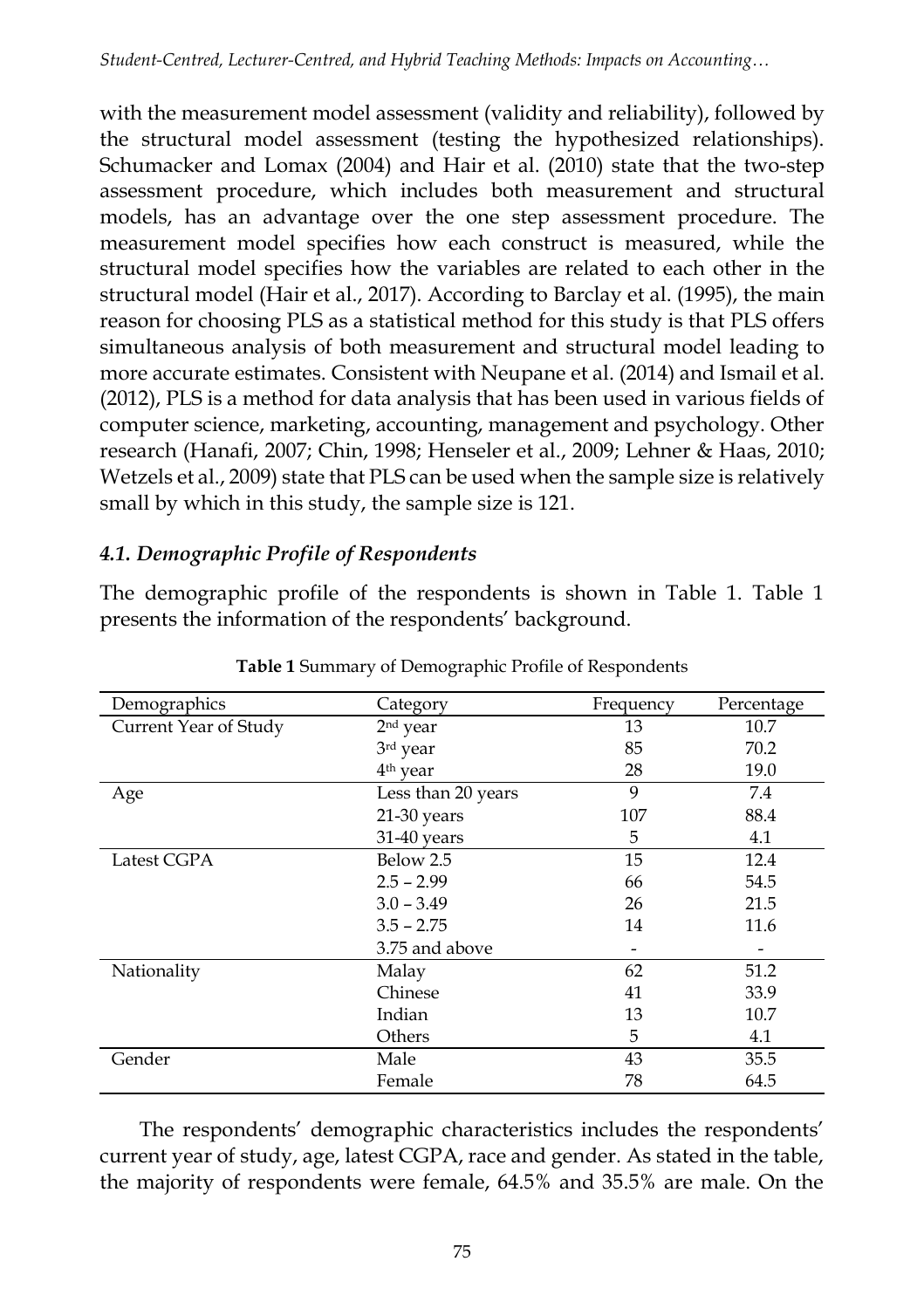with the measurement model assessment (validity and reliability), followed by the structural model assessment (testing the hypothesized relationships). Schumacker and Lomax (2004) and Hair et al. (2010) state that the two-step assessment procedure, which includes both measurement and structural models, has an advantage over the one step assessment procedure. The measurement model specifies how each construct is measured, while the structural model specifies how the variables are related to each other in the structural model (Hair et al., 2017). According to Barclay et al. (1995), the main reason for choosing PLS as a statistical method for this study is that PLS offers simultaneous analysis of both measurement and structural model leading to more accurate estimates. Consistent with Neupane et al. (2014) and Ismail et al. (2012), PLS is a method for data analysis that has been used in various fields of computer science, marketing, accounting, management and psychology. Other research (Hanafi, 2007; Chin, 1998; Henseler et al., 2009; Lehner & Haas, 2010; Wetzels et al., 2009) state that PLS can be used when the sample size is relatively small by which in this study, the sample size is 121.

### *4.1. Demographic Profile of Respondents*

The demographic profile of the respondents is shown in Table 1. Table 1 presents the information of the respondents' background.

**Table 1** Summary of Demographic Profile of Respondents

| Demographics | Category | Frequency | Percentage |
|---|---|---|---|
| Current Year of Study | 2nd year | 13 | 10.7 |
| | 3rd year | 85 | 70.2 |
| | 4th year | 28 | 19.0 |
| Age | Less than 20 years | 9 | 7.4 |
| | 21-30 years | 107 | 88.4 |
| | 31-40 years | 5 | 4.1 |
| Latest CGPA | Below 2.5 | 15 | 12.4 |
| | 2.5 – 2.99 | 66 | 54.5 |
| | 3.0 – 3.49 | 26 | 21.5 |
| | 3.5 – 2.75 | 14 | 11.6 |
| | 3.75 and above | - | - |
| Nationality | Malay | 62 | 51.2 |
| | Chinese | 41 | 33.9 |
| | Indian | 13 | 10.7 |
| | Others | 5 | 4.1 |
| Gender | Male | 43 | 35.5 |
| | Female | 78 | 64.5 |

The respondents' demographic characteristics includes the respondents' current year of study, age, latest CGPA, race and gender. As stated in the table, the majority of respondents were female, 64.5% and 35.5% are male. On the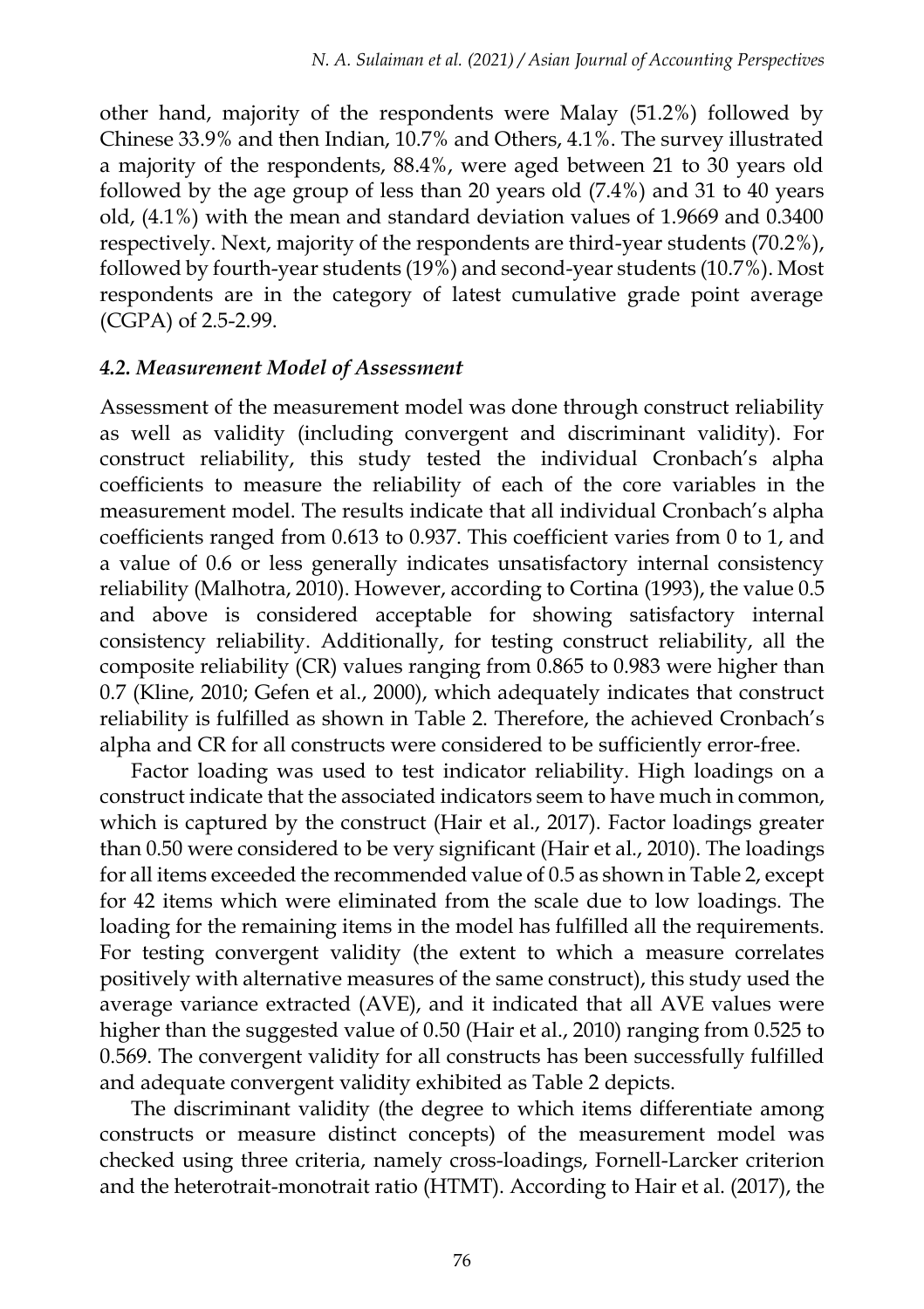other hand, majority of the respondents were Malay (51.2%) followed by Chinese 33.9% and then Indian, 10.7% and Others, 4.1%. The survey illustrated a majority of the respondents, 88.4%, were aged between 21 to 30 years old followed by the age group of less than 20 years old (7.4%) and 31 to 40 years old, (4.1%) with the mean and standard deviation values of 1.9669 and 0.3400 respectively. Next, majority of the respondents are third-year students (70.2%), followed by fourth-year students (19%) and second-year students (10.7%). Most respondents are in the category of latest cumulative grade point average (CGPA) of 2.5-2.99.

### *4.2. Measurement Model of Assessment*

Assessment of the measurement model was done through construct reliability as well as validity (including convergent and discriminant validity). For construct reliability, this study tested the individual Cronbach's alpha coefficients to measure the reliability of each of the core variables in the measurement model. The results indicate that all individual Cronbach's alpha coefficients ranged from 0.613 to 0.937. This coefficient varies from 0 to 1, and a value of 0.6 or less generally indicates unsatisfactory internal consistency reliability (Malhotra, 2010). However, according to Cortina (1993), the value 0.5 and above is considered acceptable for showing satisfactory internal consistency reliability. Additionally, for testing construct reliability, all the composite reliability (CR) values ranging from 0.865 to 0.983 were higher than 0.7 (Kline, 2010; Gefen et al., 2000), which adequately indicates that construct reliability is fulfilled as shown in Table 2. Therefore, the achieved Cronbach's alpha and CR for all constructs were considered to be sufficiently error-free.

Factor loading was used to test indicator reliability. High loadings on a construct indicate that the associated indicators seem to have much in common, which is captured by the construct (Hair et al., 2017). Factor loadings greater than 0.50 were considered to be very significant (Hair et al., 2010). The loadings for all items exceeded the recommended value of 0.5 as shown in Table 2, except for 42 items which were eliminated from the scale due to low loadings. The loading for the remaining items in the model has fulfilled all the requirements. For testing convergent validity (the extent to which a measure correlates positively with alternative measures of the same construct), this study used the average variance extracted (AVE), and it indicated that all AVE values were higher than the suggested value of 0.50 (Hair et al., 2010) ranging from 0.525 to 0.569. The convergent validity for all constructs has been successfully fulfilled and adequate convergent validity exhibited as Table 2 depicts.

The discriminant validity (the degree to which items differentiate among constructs or measure distinct concepts) of the measurement model was checked using three criteria, namely cross-loadings, Fornell-Larcker criterion and the heterotrait-monotrait ratio (HTMT). According to Hair et al. (2017), the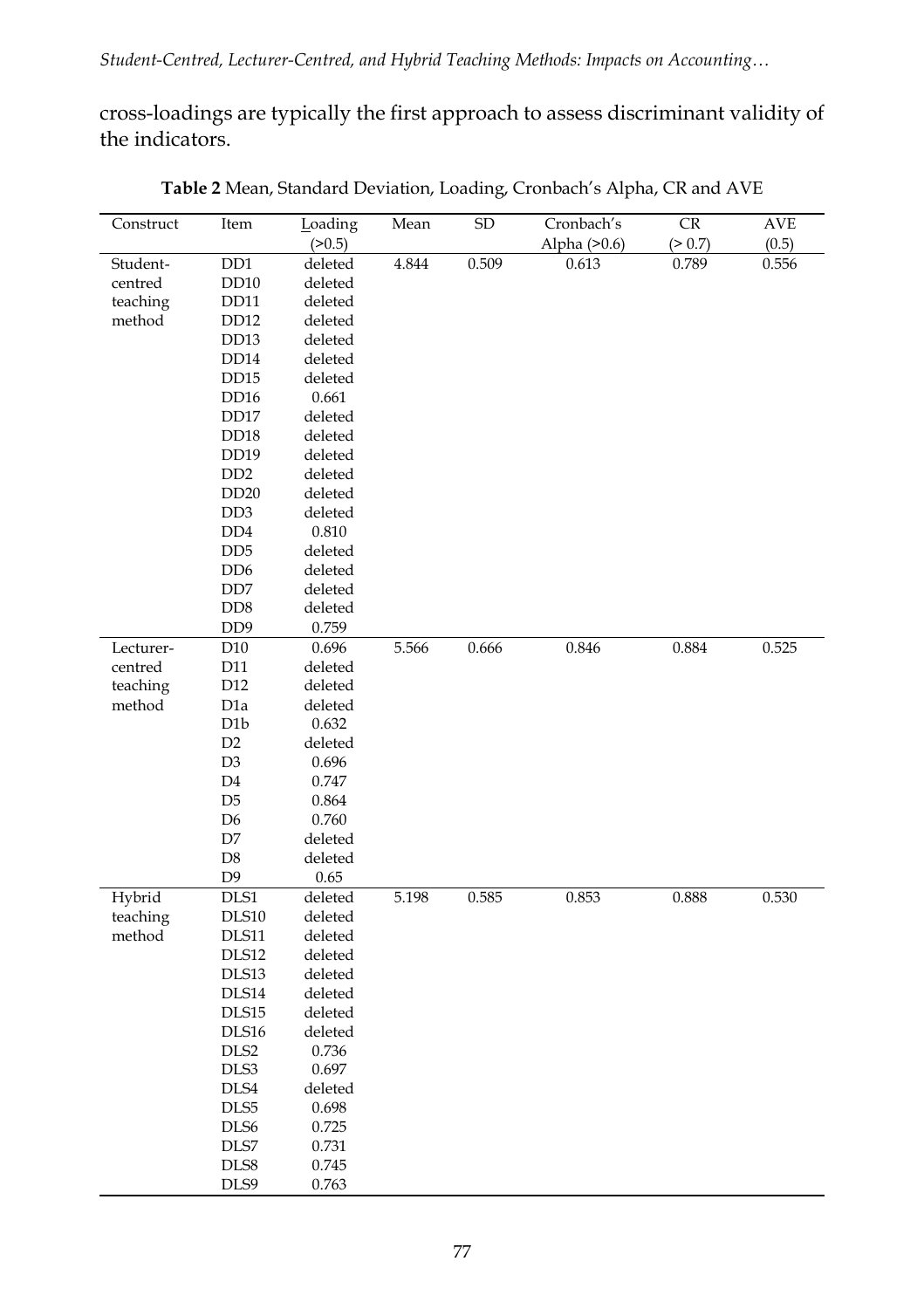cross-loadings are typically the first approach to assess discriminant validity of the indicators.

**Table 2** Mean, Standard Deviation, Loading, Cronbach's Alpha, CR and AVE

| Construct | Item | Loading (>0.5) | Mean | SD | Cronbach's Alpha (>0.6) | CR (> 0.7) | AVE (0.5) |
|---|---|---|---|---|---|---|---|
| Student-centred teaching method | DD1 | deleted | 4.844 | 0.509 | 0.613 | 0.789 | 0.556 |
| | DD10 | deleted | | | | | |
| | DD11 | deleted | | | | | |
| | DD12 | deleted | | | | | |
| | DD13 | deleted | | | | | |
| | DD14 | deleted | | | | | |
| | DD15 | deleted | | | | | |
| | DD16 | 0.661 | | | | | |
| | DD17 | deleted | | | | | |
| | DD18 | deleted | | | | | |
| | DD19 | deleted | | | | | |
| | DD2 | deleted | | | | | |
| | DD20 | deleted | | | | | |
| | DD3 | deleted | | | | | |
| | DD4 | 0.810 | | | | | |
| | DD5 | deleted | | | | | |
| | DD6 | deleted | | | | | |
| | DD7 | deleted | | | | | |
| | DD8 | deleted | | | | | |
| | DD9 | 0.759 | | | | | |
| Lecturer-centred teaching method | D10 | 0.696 | 5.566 | 0.666 | 0.846 | 0.884 | 0.525 |
| | D11 | deleted | | | | | |
| | D12 | deleted | | | | | |
| | D1a | deleted | | | | | |
| | D1b | 0.632 | | | | | |
| | D2 | deleted | | | | | |
| | D3 | 0.696 | | | | | |
| | D4 | 0.747 | | | | | |
| | D5 | 0.864 | | | | | |
| | D6 | 0.760 | | | | | |
| | D7 | deleted | | | | | |
| | D8 | deleted | | | | | |
| | D9 | 0.65 | | | | | |
| Hybrid teaching method | DLS1 | deleted | 5.198 | 0.585 | 0.853 | 0.888 | 0.530 |
| | DLS10 | deleted | | | | | |
| | DLS11 | deleted | | | | | |
| | DLS12 | deleted | | | | | |
| | DLS13 | deleted | | | | | |
| | DLS14 | deleted | | | | | |
| | DLS15 | deleted | | | | | |
| | DLS16 | deleted | | | | | |
| | DLS2 | 0.736 | | | | | |
| | DLS3 | 0.697 | | | | | |
| | DLS4 | deleted | | | | | |
| | DLS5 | 0.698 | | | | | |
| | DLS6 | 0.725 | | | | | |
| | DLS7 | 0.731 | | | | | |
| | DLS8 | 0.745 | | | | | |
| | DLS9 | 0.763 | | | | | |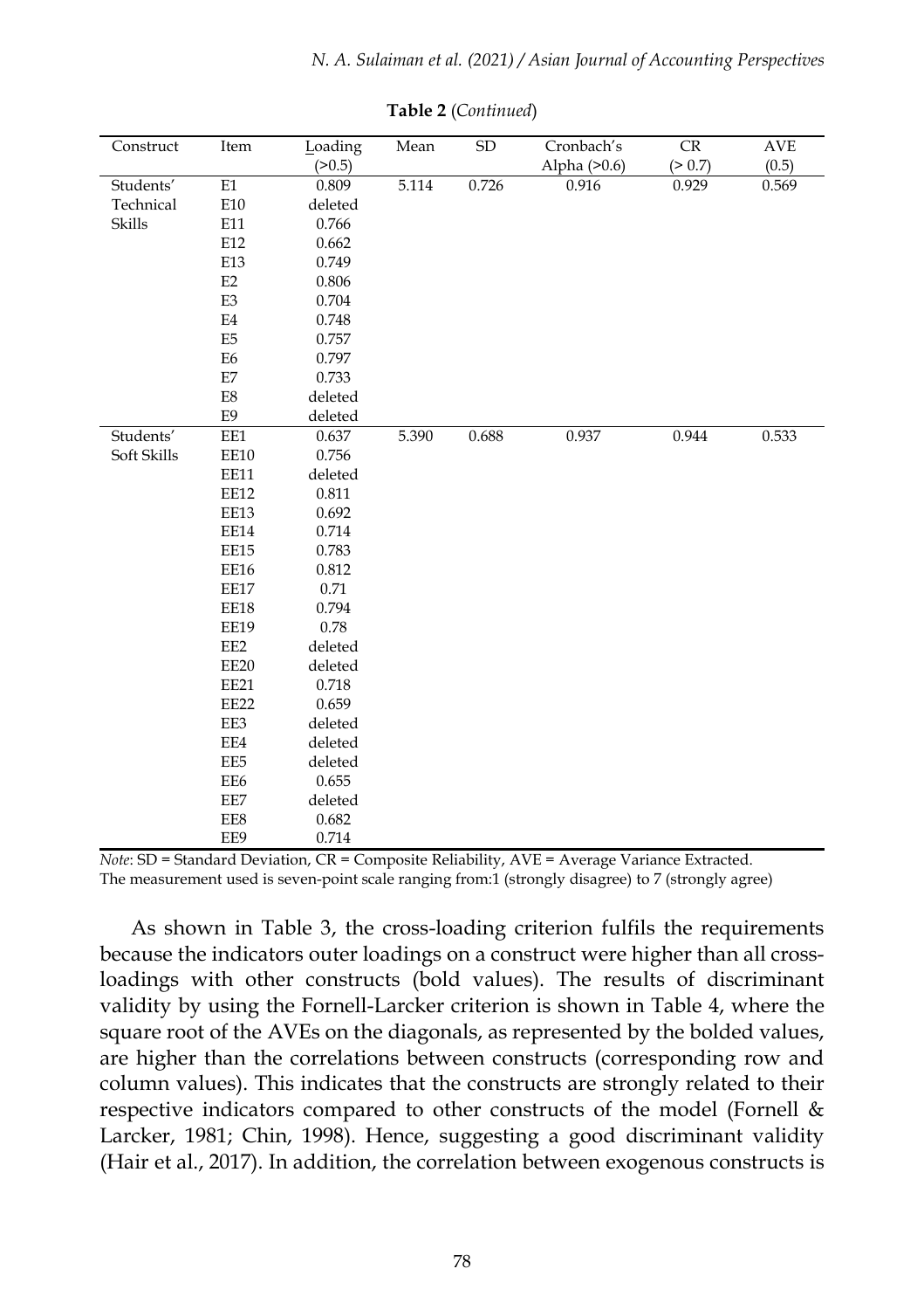**Table 2** (*Continued*)

| Construct | Item | Loading (>0.5) | Mean | SD | Cronbach's Alpha (>0.6) | CR (> 0.7) | AVE (0.5) |
|---|---|---|---|---|---|---|---|
| Students' Technical Skills | E1 | 0.809 | 5.114 | 0.726 | 0.916 | 0.929 | 0.569 |
| | E10 | deleted | | | | | |
| | E11 | 0.766 | | | | | |
| | E12 | 0.662 | | | | | |
| | E13 | 0.749 | | | | | |
| | E2 | 0.806 | | | | | |
| | E3 | 0.704 | | | | | |
| | E4 | 0.748 | | | | | |
| | E5 | 0.757 | | | | | |
| | E6 | 0.797 | | | | | |
| | E7 | 0.733 | | | | | |
| | E8 | deleted | | | | | |
| | E9 | deleted | | | | | |
| Students' Soft Skills | EE1 | 0.637 | 5.390 | 0.688 | 0.937 | 0.944 | 0.533 |
| | EE10 | 0.756 | | | | | |
| | EE11 | deleted | | | | | |
| | EE12 | 0.811 | | | | | |
| | EE13 | 0.692 | | | | | |
| | EE14 | 0.714 | | | | | |
| | EE15 | 0.783 | | | | | |
| | EE16 | 0.812 | | | | | |
| | EE17 | 0.71 | | | | | |
| | EE18 | 0.794 | | | | | |
| | EE19 | 0.78 | | | | | |
| | EE2 | deleted | | | | | |
| | EE20 | deleted | | | | | |
| | EE21 | 0.718 | | | | | |
| | EE22 | 0.659 | | | | | |
| | EE3 | deleted | | | | | |
| | EE4 | deleted | | | | | |
| | EE5 | deleted | | | | | |
| | EE6 | 0.655 | | | | | |
| | EE7 | deleted | | | | | |
| | EE8 | 0.682 | | | | | |
| | EE9 | 0.714 | | | | | |

*Note*: SD = Standard Deviation, CR = Composite Reliability, AVE = Average Variance Extracted.
The measurement used is seven-point scale ranging from:1 (strongly disagree) to 7 (strongly agree)

As shown in Table 3, the cross-loading criterion fulfils the requirements because the indicators outer loadings on a construct were higher than all cross-loadings with other constructs (bold values). The results of discriminant validity by using the Fornell-Larcker criterion is shown in Table 4, where the square root of the AVEs on the diagonals, as represented by the bolded values, are higher than the correlations between constructs (corresponding row and column values). This indicates that the constructs are strongly related to their respective indicators compared to other constructs of the model (Fornell & Larcker, 1981; Chin, 1998). Hence, suggesting a good discriminant validity (Hair et al., 2017). In addition, the correlation between exogenous constructs is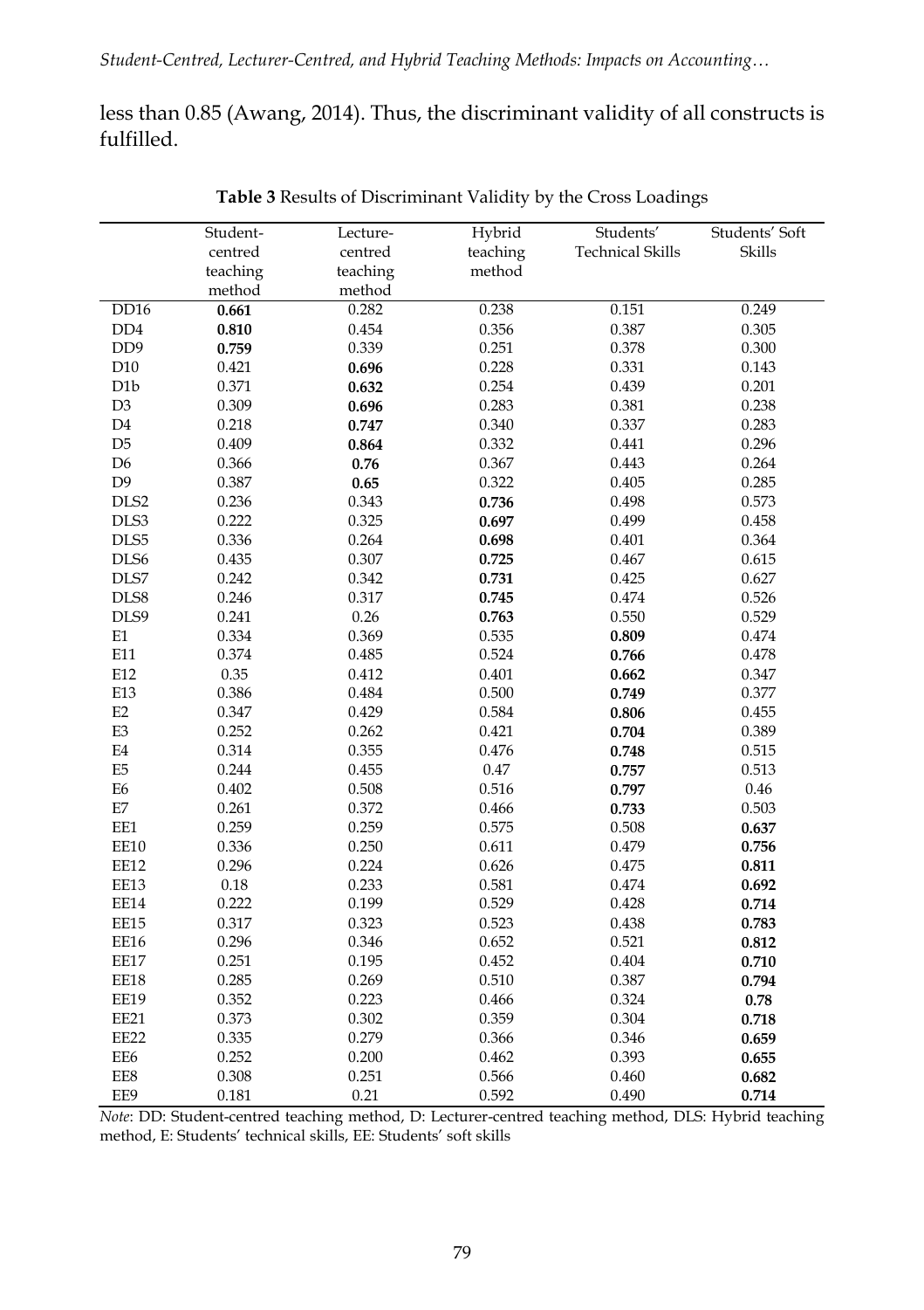less than 0.85 (Awang, 2014). Thus, the discriminant validity of all constructs is fulfilled.

**Table 3** Results of Discriminant Validity by the Cross Loadings

| | Student-centred teaching method | Lecture-centred teaching method | Hybrid teaching method | Students' Technical Skills | Students' Soft Skills |
|---|---|---|---|---|---|
| DD16 | **0.661** | 0.282 | 0.238 | 0.151 | 0.249 |
| DD4 | **0.810** | 0.454 | 0.356 | 0.387 | 0.305 |
| DD9 | **0.759** | 0.339 | 0.251 | 0.378 | 0.300 |
| D10 | 0.421 | **0.696** | 0.228 | 0.331 | 0.143 |
| D1b | 0.371 | **0.632** | 0.254 | 0.439 | 0.201 |
| D3 | 0.309 | **0.696** | 0.283 | 0.381 | 0.238 |
| D4 | 0.218 | **0.747** | 0.340 | 0.337 | 0.283 |
| D5 | 0.409 | **0.864** | 0.332 | 0.441 | 0.296 |
| D6 | 0.366 | **0.76** | 0.367 | 0.443 | 0.264 |
| D9 | 0.387 | **0.65** | 0.322 | 0.405 | 0.285 |
| DLS2 | 0.236 | 0.343 | **0.736** | 0.498 | 0.573 |
| DLS3 | 0.222 | 0.325 | **0.697** | 0.499 | 0.458 |
| DLS5 | 0.336 | 0.264 | **0.698** | 0.401 | 0.364 |
| DLS6 | 0.435 | 0.307 | **0.725** | 0.467 | 0.615 |
| DLS7 | 0.242 | 0.342 | **0.731** | 0.425 | 0.627 |
| DLS8 | 0.246 | 0.317 | **0.745** | 0.474 | 0.526 |
| DLS9 | 0.241 | 0.26 | **0.763** | 0.550 | 0.529 |
| E1 | 0.334 | 0.369 | 0.535 | **0.809** | 0.474 |
| E11 | 0.374 | 0.485 | 0.524 | **0.766** | 0.478 |
| E12 | 0.35 | 0.412 | 0.401 | **0.662** | 0.347 |
| E13 | 0.386 | 0.484 | 0.500 | **0.749** | 0.377 |
| E2 | 0.347 | 0.429 | 0.584 | **0.806** | 0.455 |
| E3 | 0.252 | 0.262 | 0.421 | **0.704** | 0.389 |
| E4 | 0.314 | 0.355 | 0.476 | **0.748** | 0.515 |
| E5 | 0.244 | 0.455 | 0.47 | **0.757** | 0.513 |
| E6 | 0.402 | 0.508 | 0.516 | **0.797** | 0.46 |
| E7 | 0.261 | 0.372 | 0.466 | **0.733** | 0.503 |
| EE1 | 0.259 | 0.259 | 0.575 | 0.508 | **0.637** |
| EE10 | 0.336 | 0.250 | 0.611 | 0.479 | **0.756** |
| EE12 | 0.296 | 0.224 | 0.626 | 0.475 | **0.811** |
| EE13 | 0.18 | 0.233 | 0.581 | 0.474 | **0.692** |
| EE14 | 0.222 | 0.199 | 0.529 | 0.428 | **0.714** |
| EE15 | 0.317 | 0.323 | 0.523 | 0.438 | **0.783** |
| EE16 | 0.296 | 0.346 | 0.652 | 0.521 | **0.812** |
| EE17 | 0.251 | 0.195 | 0.452 | 0.404 | **0.710** |
| EE18 | 0.285 | 0.269 | 0.510 | 0.387 | **0.794** |
| EE19 | 0.352 | 0.223 | 0.466 | 0.324 | **0.78** |
| EE21 | 0.373 | 0.302 | 0.359 | 0.304 | **0.718** |
| EE22 | 0.335 | 0.279 | 0.366 | 0.346 | **0.659** |
| EE6 | 0.252 | 0.200 | 0.462 | 0.393 | **0.655** |
| EE8 | 0.308 | 0.251 | 0.566 | 0.460 | **0.682** |
| EE9 | 0.181 | 0.21 | 0.592 | 0.490 | **0.714** |

*Note*: DD: Student-centred teaching method, D: Lecturer-centred teaching method, DLS: Hybrid teaching method, E: Students' technical skills, EE: Students' soft skills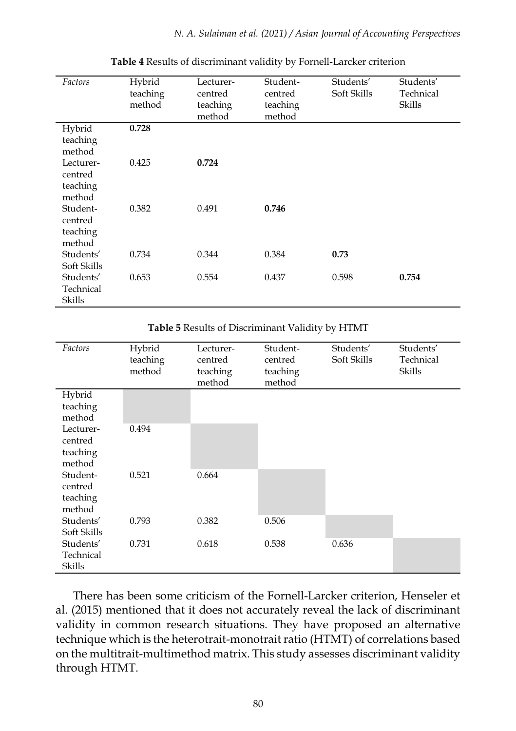**Table 4** Results of discriminant validity by Fornell-Larcker criterion

| *Factors* | Hybrid teaching method | Lecturer-centred teaching method | Student-centred teaching method | Students' Soft Skills | Students' Technical Skills |
|---|---|---|---|---|---|
| Hybrid teaching method | **0.728** | | | | |
| Lecturer-centred teaching method | 0.425 | **0.724** | | | |
| Student-centred teaching method | 0.382 | 0.491 | **0.746** | | |
| Students' Soft Skills | 0.734 | 0.344 | 0.384 | **0.73** | |
| Students' Technical Skills | 0.653 | 0.554 | 0.437 | 0.598 | **0.754** |

**Table 5** Results of Discriminant Validity by HTMT

| *Factors* | Hybrid teaching method | Lecturer-centred teaching method | Student-centred teaching method | Students' Soft Skills | Students' Technical Skills |
|---|---|---|---|---|---|
| Hybrid teaching method | | | | | |
| Lecturer-centred teaching method | 0.494 | | | | |
| Student-centred teaching method | 0.521 | 0.664 | | | |
| Students' Soft Skills | 0.793 | 0.382 | 0.506 | | |
| Students' Technical Skills | 0.731 | 0.618 | 0.538 | 0.636 | |

There has been some criticism of the Fornell-Larcker criterion, Henseler et al. (2015) mentioned that it does not accurately reveal the lack of discriminant validity in common research situations. They have proposed an alternative technique which is the heterotrait-monotrait ratio (HTMT) of correlations based on the multitrait-multimethod matrix. This study assesses discriminant validity through HTMT.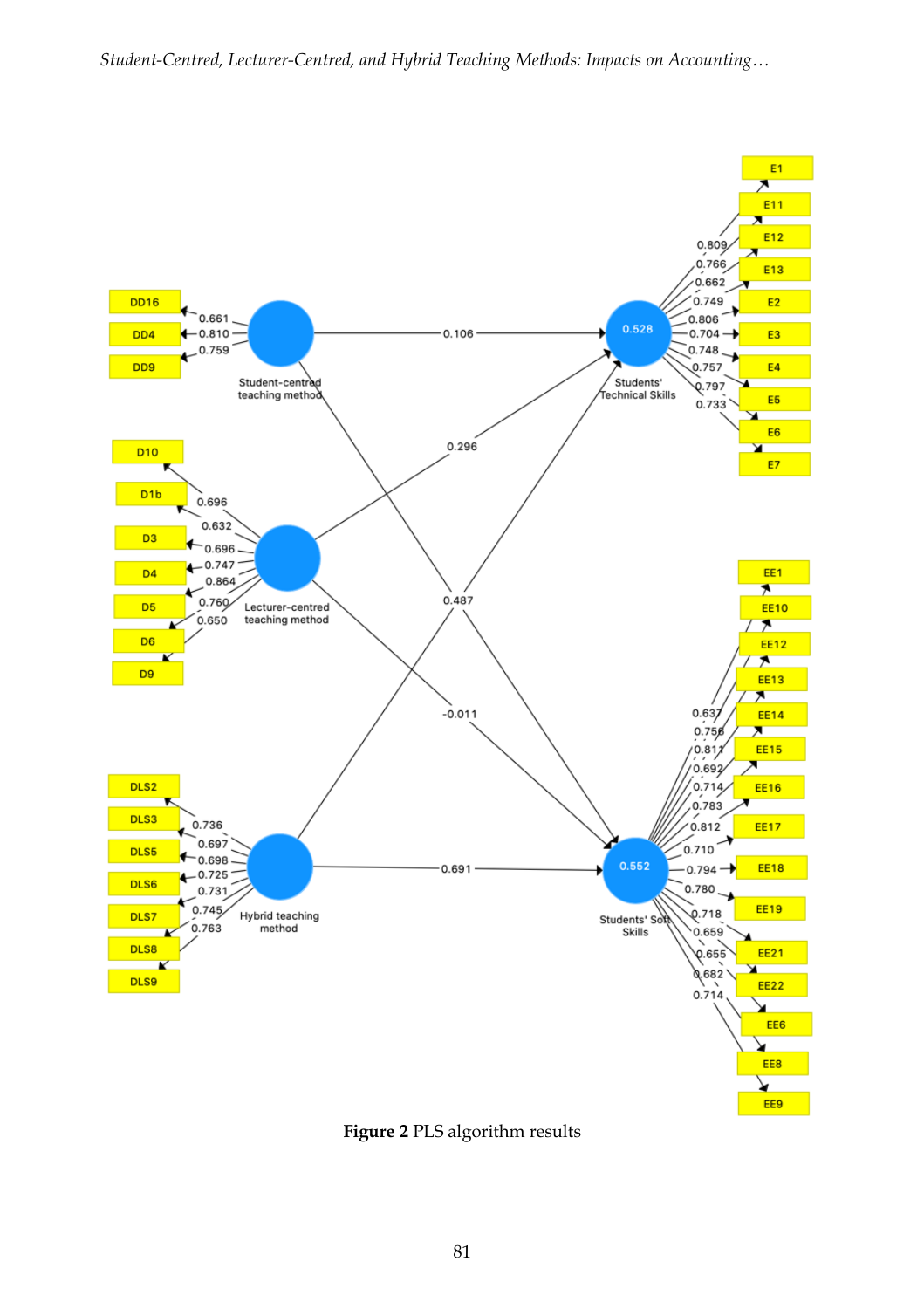Figure 2 PLS algorithm results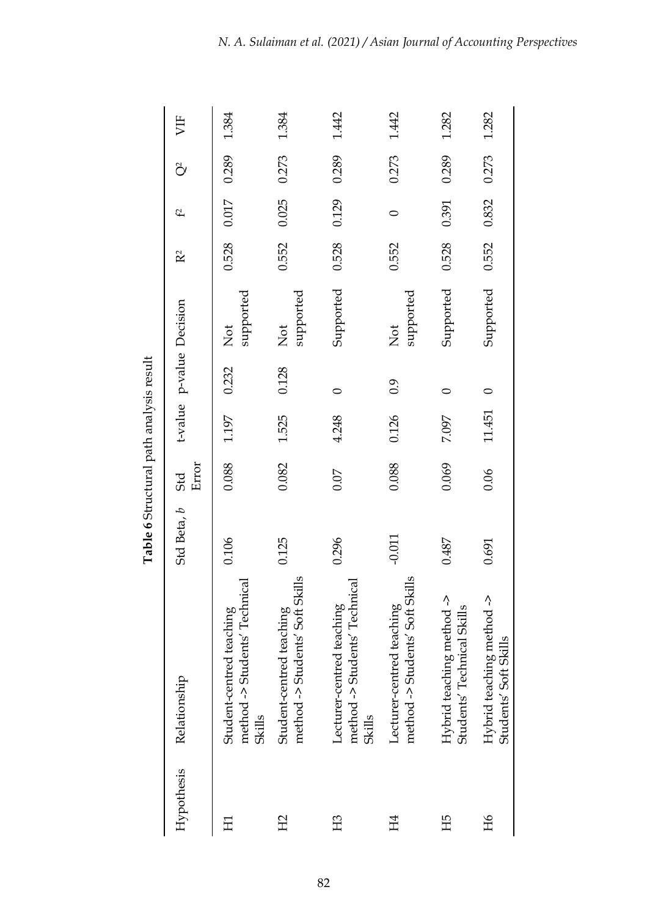**Table 6** Structural path analysis result

| Hypothesis | Relationship | Std Beta, *b* | Std Error | t-value | p-value | Decision | $R^2$ | $f^2$ | $Q^2$ | VIF |
|---|---|---|---|---|---|---|---|---|---|---|
| H1 | Student-centred teaching method -> Students' Technical Skills | 0.106 | 0.088 | 1.197 | 0.232 | Not supported | 0.528 | 0.017 | 0.289 | 1.384 |
| H2 | Student-centred teaching method -> Students' Soft Skills | 0.125 | 0.082 | 1.525 | 0.128 | Not supported | 0.552 | 0.025 | 0.273 | 1.384 |
| H3 | Lecturer-centred teaching method -> Students' Technical Skills | 0.296 | 0.07 | 4.248 | 0 | Supported | 0.528 | 0.129 | 0.289 | 1.442 |
| H4 | Lecturer-centred teaching method -> Students' Soft Skills | -0.011 | 0.088 | 0.126 | 0.9 | Not supported | 0.552 | 0 | 0.273 | 1.442 |
| H5 | Hybrid teaching method -> Students' Technical Skills | 0.487 | 0.069 | 7.097 | 0 | Supported | 0.528 | 0.391 | 0.289 | 1.282 |
| H6 | Hybrid teaching method -> Students' Soft Skills | 0.691 | 0.06 | 11.451 | 0 | Supported | 0.552 | 0.832 | 0.273 | 1.282 |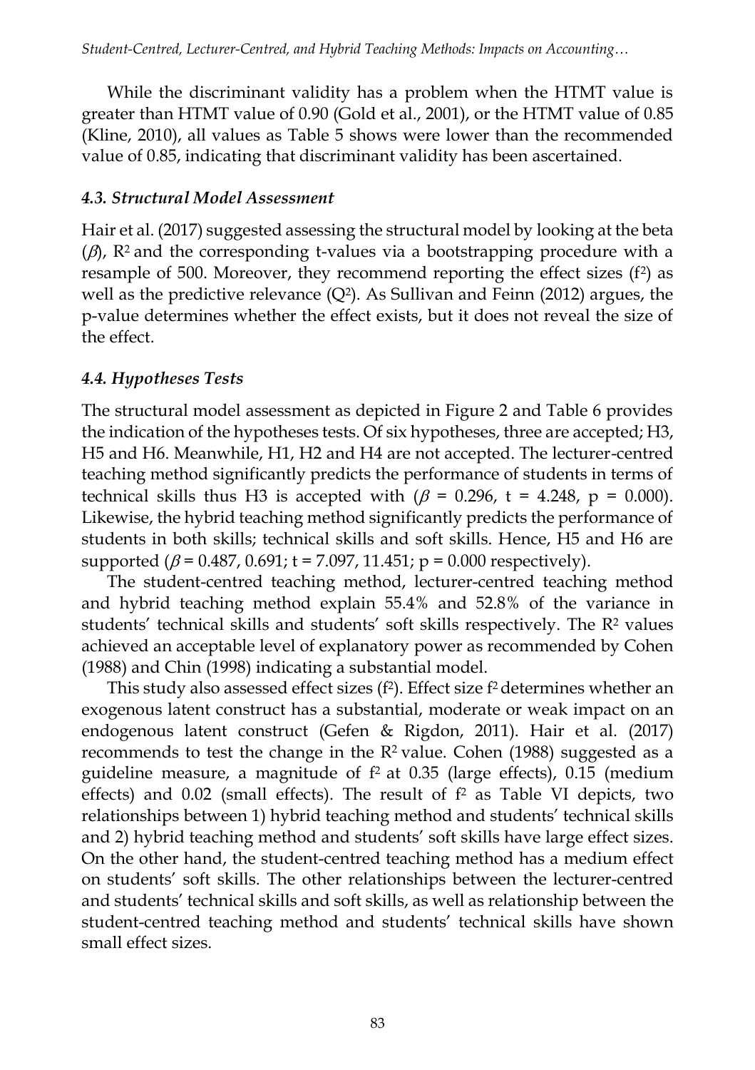While the discriminant validity has a problem when the HTMT value is greater than HTMT value of 0.90 (Gold et al., 2001), or the HTMT value of 0.85 (Kline, 2010), all values as Table 5 shows were lower than the recommended value of 0.85, indicating that discriminant validity has been ascertained.

### *4.3. Structural Model Assessment*

Hair et al. (2017) suggested assessing the structural model by looking at the beta ($\beta$), $R^2$ and the corresponding t-values via a bootstrapping procedure with a resample of 500. Moreover, they recommend reporting the effect sizes ($f^2$) as well as the predictive relevance ($Q^2$). As Sullivan and Feinn (2012) argues, the p-value determines whether the effect exists, but it does not reveal the size of the effect.

### *4.4. Hypotheses Tests*

The structural model assessment as depicted in Figure 2 and Table 6 provides the indication of the hypotheses tests. Of six hypotheses, three are accepted; H3, H5 and H6. Meanwhile, H1, H2 and H4 are not accepted. The lecturer-centred teaching method significantly predicts the performance of students in terms of technical skills thus H3 is accepted with ($\beta$ = 0.296, t = 4.248, p = 0.000). Likewise, the hybrid teaching method significantly predicts the performance of students in both skills; technical skills and soft skills. Hence, H5 and H6 are supported ($\beta$ = 0.487, 0.691; t = 7.097, 11.451; p = 0.000 respectively).

The student-centred teaching method, lecturer-centred teaching method and hybrid teaching method explain 55.4% and 52.8% of the variance in students' technical skills and students' soft skills respectively. The $R^2$ values achieved an acceptable level of explanatory power as recommended by Cohen (1988) and Chin (1998) indicating a substantial model.

This study also assessed effect sizes ($f^2$). Effect size $f^2$ determines whether an exogenous latent construct has a substantial, moderate or weak impact on an endogenous latent construct (Gefen & Rigdon, 2011). Hair et al. (2017) recommends to test the change in the $R^2$ value. Cohen (1988) suggested as a guideline measure, a magnitude of $f^2$ at 0.35 (large effects), 0.15 (medium effects) and 0.02 (small effects). The result of $f^2$ as Table VI depicts, two relationships between 1) hybrid teaching method and students' technical skills and 2) hybrid teaching method and students' soft skills have large effect sizes. On the other hand, the student-centred teaching method has a medium effect on students' soft skills. The other relationships between the lecturer-centred and students' technical skills and soft skills, as well as relationship between the student-centred teaching method and students' technical skills have shown small effect sizes.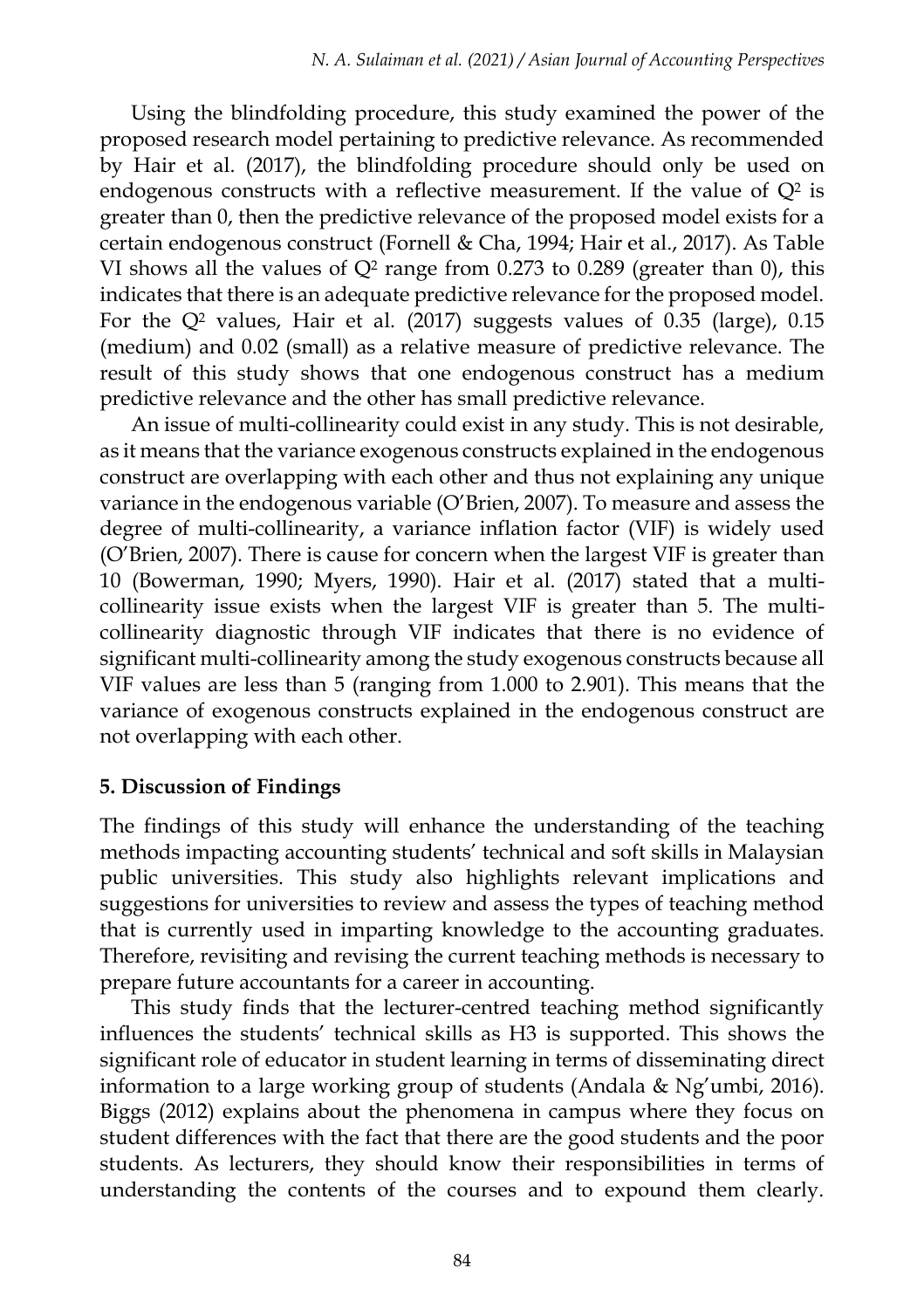Using the blindfolding procedure, this study examined the power of the proposed research model pertaining to predictive relevance. As recommended by Hair et al. (2017), the blindfolding procedure should only be used on endogenous constructs with a reflective measurement. If the value of $Q^2$ is greater than 0, then the predictive relevance of the proposed model exists for a certain endogenous construct (Fornell & Cha, 1994; Hair et al., 2017). As Table VI shows all the values of $Q^2$ range from 0.273 to 0.289 (greater than 0), this indicates that there is an adequate predictive relevance for the proposed model. For the $Q^2$ values, Hair et al. (2017) suggests values of 0.35 (large), 0.15 (medium) and 0.02 (small) as a relative measure of predictive relevance. The result of this study shows that one endogenous construct has a medium predictive relevance and the other has small predictive relevance.

An issue of multi-collinearity could exist in any study. This is not desirable, as it means that the variance exogenous constructs explained in the endogenous construct are overlapping with each other and thus not explaining any unique variance in the endogenous variable (O'Brien, 2007). To measure and assess the degree of multi-collinearity, a variance inflation factor (VIF) is widely used (O'Brien, 2007). There is cause for concern when the largest VIF is greater than 10 (Bowerman, 1990; Myers, 1990). Hair et al. (2017) stated that a multi-collinearity issue exists when the largest VIF is greater than 5. The multi-collinearity diagnostic through VIF indicates that there is no evidence of significant multi-collinearity among the study exogenous constructs because all VIF values are less than 5 (ranging from 1.000 to 2.901). This means that the variance of exogenous constructs explained in the endogenous construct are not overlapping with each other.

## 5. Discussion of Findings

The findings of this study will enhance the understanding of the teaching methods impacting accounting students' technical and soft skills in Malaysian public universities. This study also highlights relevant implications and suggestions for universities to review and assess the types of teaching method that is currently used in imparting knowledge to the accounting graduates. Therefore, revisiting and revising the current teaching methods is necessary to prepare future accountants for a career in accounting.

This study finds that the lecturer-centred teaching method significantly influences the students' technical skills as H3 is supported. This shows the significant role of educator in student learning in terms of disseminating direct information to a large working group of students (Andala & Ng'umbi, 2016). Biggs (2012) explains about the phenomena in campus where they focus on student differences with the fact that there are the good students and the poor students. As lecturers, they should know their responsibilities in terms of understanding the contents of the courses and to expound them clearly.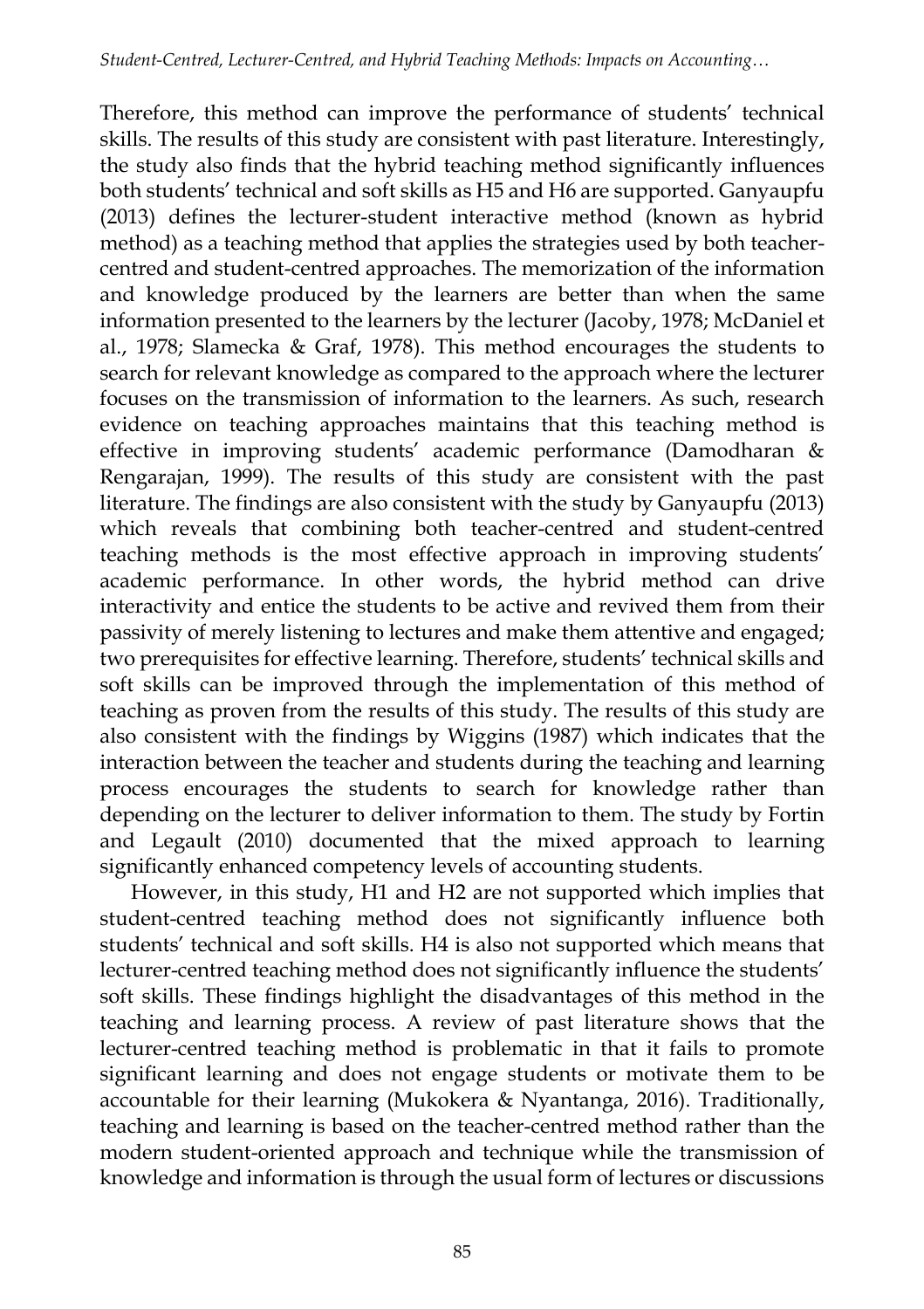Therefore, this method can improve the performance of students' technical skills. The results of this study are consistent with past literature. Interestingly, the study also finds that the hybrid teaching method significantly influences both students' technical and soft skills as H5 and H6 are supported. Ganyaupfu (2013) defines the lecturer-student interactive method (known as hybrid method) as a teaching method that applies the strategies used by both teacher-centred and student-centred approaches. The memorization of the information and knowledge produced by the learners are better than when the same information presented to the learners by the lecturer (Jacoby, 1978; McDaniel et al., 1978; Slamecka & Graf, 1978). This method encourages the students to search for relevant knowledge as compared to the approach where the lecturer focuses on the transmission of information to the learners. As such, research evidence on teaching approaches maintains that this teaching method is effective in improving students' academic performance (Damodharan & Rengarajan, 1999). The results of this study are consistent with the past literature. The findings are also consistent with the study by Ganyaupfu (2013) which reveals that combining both teacher-centred and student-centred teaching methods is the most effective approach in improving students' academic performance. In other words, the hybrid method can drive interactivity and entice the students to be active and revived them from their passivity of merely listening to lectures and make them attentive and engaged; two prerequisites for effective learning. Therefore, students' technical skills and soft skills can be improved through the implementation of this method of teaching as proven from the results of this study. The results of this study are also consistent with the findings by Wiggins (1987) which indicates that the interaction between the teacher and students during the teaching and learning process encourages the students to search for knowledge rather than depending on the lecturer to deliver information to them. The study by Fortin and Legault (2010) documented that the mixed approach to learning significantly enhanced competency levels of accounting students.

However, in this study, H1 and H2 are not supported which implies that student-centred teaching method does not significantly influence both students' technical and soft skills. H4 is also not supported which means that lecturer-centred teaching method does not significantly influence the students' soft skills. These findings highlight the disadvantages of this method in the teaching and learning process. A review of past literature shows that the lecturer-centred teaching method is problematic in that it fails to promote significant learning and does not engage students or motivate them to be accountable for their learning (Mukokera & Nyantanga, 2016). Traditionally, teaching and learning is based on the teacher-centred method rather than the modern student-oriented approach and technique while the transmission of knowledge and information is through the usual form of lectures or discussions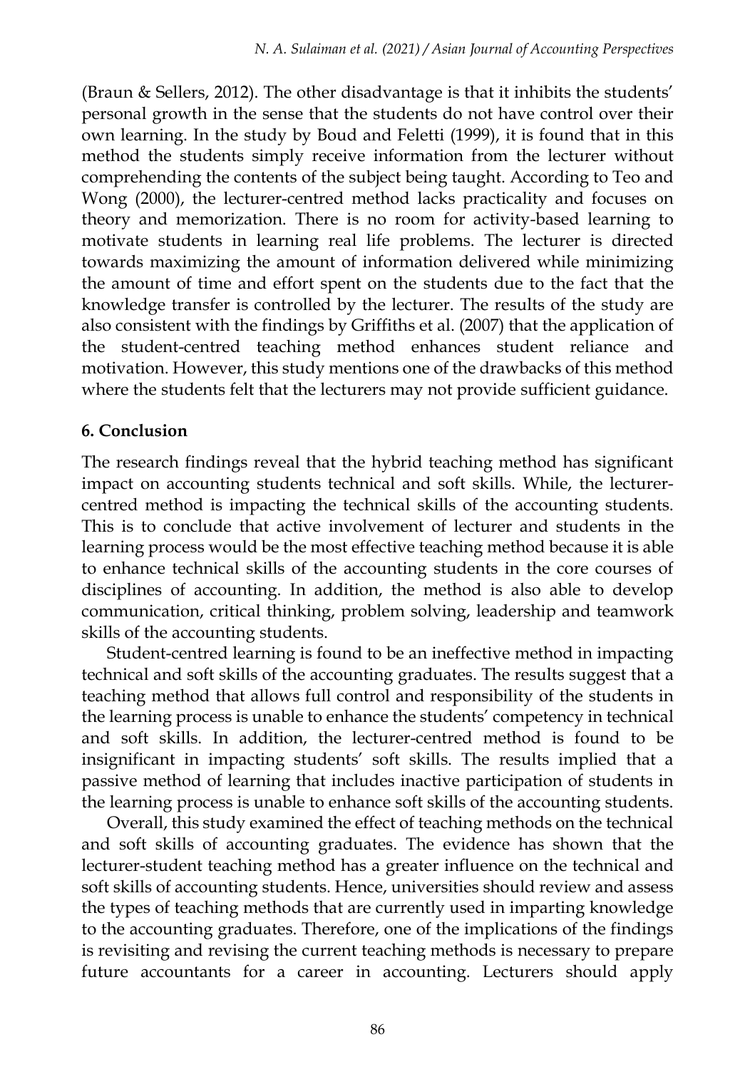(Braun & Sellers, 2012). The other disadvantage is that it inhibits the students' personal growth in the sense that the students do not have control over their own learning. In the study by Boud and Feletti (1999), it is found that in this method the students simply receive information from the lecturer without comprehending the contents of the subject being taught. According to Teo and Wong (2000), the lecturer-centred method lacks practicality and focuses on theory and memorization. There is no room for activity-based learning to motivate students in learning real life problems. The lecturer is directed towards maximizing the amount of information delivered while minimizing the amount of time and effort spent on the students due to the fact that the knowledge transfer is controlled by the lecturer. The results of the study are also consistent with the findings by Griffiths et al. (2007) that the application of the student-centred teaching method enhances student reliance and motivation. However, this study mentions one of the drawbacks of this method where the students felt that the lecturers may not provide sufficient guidance.

## 6. Conclusion

The research findings reveal that the hybrid teaching method has significant impact on accounting students technical and soft skills. While, the lecturer-centred method is impacting the technical skills of the accounting students. This is to conclude that active involvement of lecturer and students in the learning process would be the most effective teaching method because it is able to enhance technical skills of the accounting students in the core courses of disciplines of accounting. In addition, the method is also able to develop communication, critical thinking, problem solving, leadership and teamwork skills of the accounting students.

Student-centred learning is found to be an ineffective method in impacting technical and soft skills of the accounting graduates. The results suggest that a teaching method that allows full control and responsibility of the students in the learning process is unable to enhance the students' competency in technical and soft skills. In addition, the lecturer-centred method is found to be insignificant in impacting students' soft skills. The results implied that a passive method of learning that includes inactive participation of students in the learning process is unable to enhance soft skills of the accounting students.

Overall, this study examined the effect of teaching methods on the technical and soft skills of accounting graduates. The evidence has shown that the lecturer-student teaching method has a greater influence on the technical and soft skills of accounting students. Hence, universities should review and assess the types of teaching methods that are currently used in imparting knowledge to the accounting graduates. Therefore, one of the implications of the findings is revisiting and revising the current teaching methods is necessary to prepare future accountants for a career in accounting. Lecturers should apply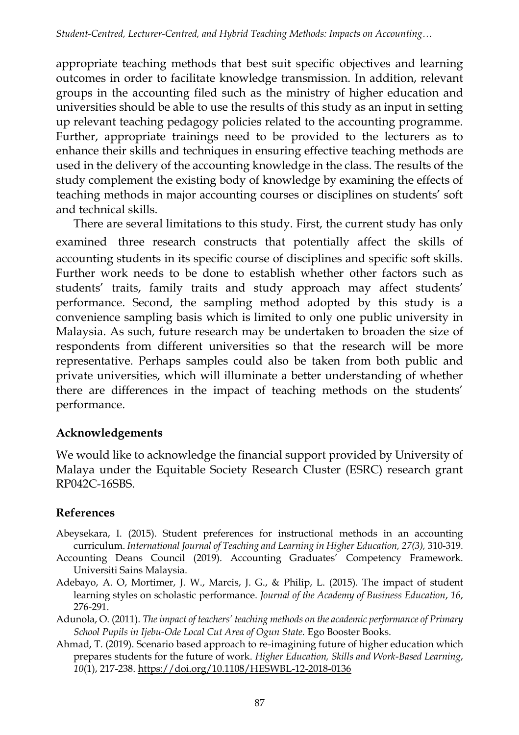appropriate teaching methods that best suit specific objectives and learning outcomes in order to facilitate knowledge transmission. In addition, relevant groups in the accounting filed such as the ministry of higher education and universities should be able to use the results of this study as an input in setting up relevant teaching pedagogy policies related to the accounting programme. Further, appropriate trainings need to be provided to the lecturers as to enhance their skills and techniques in ensuring effective teaching methods are used in the delivery of the accounting knowledge in the class. The results of the study complement the existing body of knowledge by examining the effects of teaching methods in major accounting courses or disciplines on students' soft and technical skills.

There are several limitations to this study. First, the current study has only examined three research constructs that potentially affect the skills of accounting students in its specific course of disciplines and specific soft skills. Further work needs to be done to establish whether other factors such as students' traits, family traits and study approach may affect students' performance. Second, the sampling method adopted by this study is a convenience sampling basis which is limited to only one public university in Malaysia. As such, future research may be undertaken to broaden the size of respondents from different universities so that the research will be more representative. Perhaps samples could also be taken from both public and private universities, which will illuminate a better understanding of whether there are differences in the impact of teaching methods on the students' performance.

## Acknowledgements

We would like to acknowledge the financial support provided by University of Malaya under the Equitable Society Research Cluster (ESRC) research grant RP042C-16SBS.

## References

Abeysekara, I. (2015). Student preferences for instructional methods in an accounting curriculum. *International Journal of Teaching and Learning in Higher Education, 27(3),* 310-319.

Accounting Deans Council (2019). Accounting Graduates' Competency Framework. Universiti Sains Malaysia.

Adebayo, A. O, Mortimer, J. W., Marcis, J. G., & Philip, L. (2015). The impact of student learning styles on scholastic performance. *Journal of the Academy of Business Education*, *16*, 276-291.

Adunola, O. (2011). *The impact of teachers' teaching methods on the academic performance of Primary School Pupils in Ijebu-Ode Local Cut Area of Ogun State.* Ego Booster Books.

Ahmad, T. (2019). Scenario based approach to re-imagining future of higher education which prepares students for the future of work. *Higher Education, Skills and Work-Based Learning*, *10*(1), 217-238. https://doi.org/10.1108/HESWBL-12-2018-0136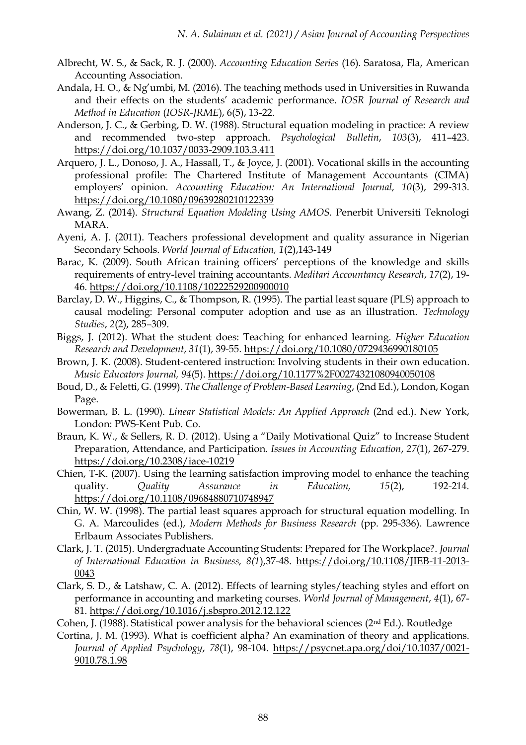Albrecht, W. S., & Sack, R. J. (2000). *Accounting Education Series* (16). Saratosa, Fla, American Accounting Association.

Andala, H. O., & Ng'umbi, M. (2016). The teaching methods used in Universities in Ruwanda and their effects on the students' academic performance. *IOSR Journal of Research and Method in Education* (*IOSR-JRME*), 6(5), 13-22.

Anderson, J. C., & Gerbing, D. W. (1988). Structural equation modeling in practice: A review and recommended two-step approach. *Psychological Bulletin*, *103*(3), 411–423. https://doi.org/10.1037/0033-2909.103.3.411

Arquero, J. L., Donoso, J. A., Hassall, T., & Joyce, J. (2001). Vocational skills in the accounting professional profile: The Chartered Institute of Management Accountants (CIMA) employers' opinion. *Accounting Education: An International Journal, 10*(3), 299-313. https://doi.org/10.1080/09639280210122339

Awang, Z. (2014). *Structural Equation Modeling Using AMOS.* Penerbit Universiti Teknologi MARA.

Ayeni, A. J. (2011). Teachers professional development and quality assurance in Nigerian Secondary Schools. *World Journal of Education, 1*(2),143-149

Barac, K. (2009). South African training officers' perceptions of the knowledge and skills requirements of entry-level training accountants. *Meditari Accountancy Research*, *17*(2), 19-46. https://doi.org/10.1108/10222529200900010

Barclay, D. W., Higgins, C., & Thompson, R. (1995). The partial least square (PLS) approach to causal modeling: Personal computer adoption and use as an illustration. *Technology Studies*, *2*(2), 285–309.

Biggs, J. (2012). What the student does: Teaching for enhanced learning. *Higher Education Research and Development*, *31*(1), 39-55. https://doi.org/10.1080/0729436990180105

Brown, J. K. (2008). Student-centered instruction: Involving students in their own education. *Music Educators Journal, 94*(5). https://doi.org/10.1177%2F002743210809400501​08

Boud, D., & Feletti, G. (1999). *The Challenge of Problem-Based Learning*, (2nd Ed.), London, Kogan Page.

Bowerman, B. L. (1990). *Linear Statistical Models: An Applied Approach* (2nd ed.). New York, London: PWS-Kent Pub. Co.

Braun, K. W., & Sellers, R. D. (2012). Using a "Daily Motivational Quiz" to Increase Student Preparation, Attendance, and Participation. *Issues in Accounting Education*, *27*(1), 267-279. https://doi.org/10.2308/iace-10219

Chien, T-K. (2007). Using the learning satisfaction improving model to enhance the teaching quality. *Quality Assurance in Education, 15*(2), 192-214. https://doi.org/10.1108/09684880710748947

Chin, W. W. (1998). The partial least squares approach for structural equation modelling. In G. A. Marcoulides (ed.), *Modern Methods for Business Research* (pp. 295-336). Lawrence Erlbaum Associates Publishers.

Clark, J. T. (2015). Undergraduate Accounting Students: Prepared for The Workplace?. *Journal of International Education in Business, 8(1*),37-48. https://doi.org/10.1108/JIEB-11-2013-0043

Clark, S. D., & Latshaw, C. A. (2012). Effects of learning styles/teaching styles and effort on performance in accounting and marketing courses. *World Journal of Management*, *4*(1), 67-81. https://doi.org/10.1016/j.sbspro.2012.12.122

Cohen, J. (1988). Statistical power analysis for the behavioral sciences (2nd Ed.). Routledge

Cortina, J. M. (1993). What is coefficient alpha? An examination of theory and applications. *Journal of Applied Psychology*, *78*(1), 98-104. https://psycnet.apa.org/doi/10.1037/0021-9010.78.1.98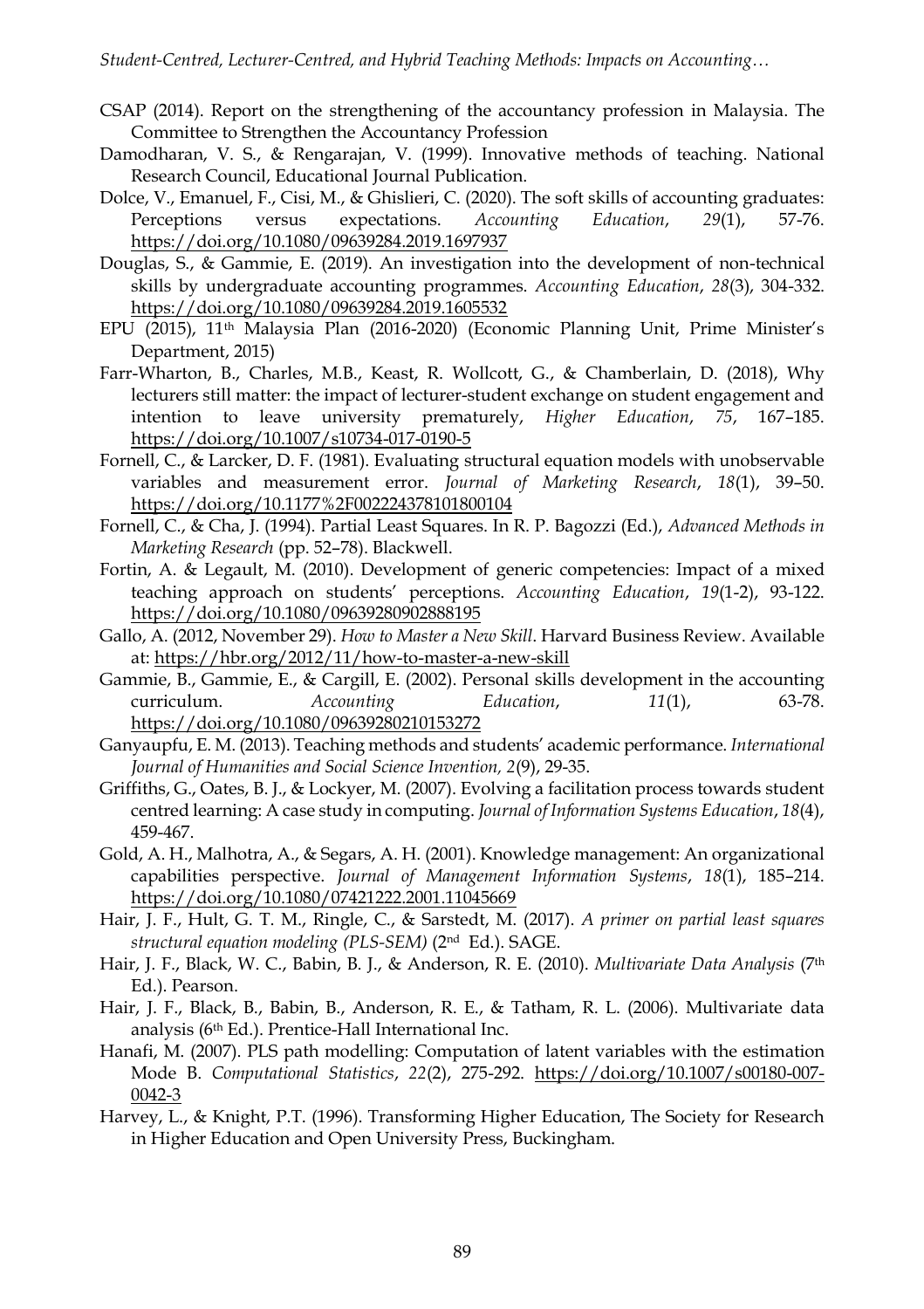CSAP (2014). Report on the strengthening of the accountancy profession in Malaysia. The Committee to Strengthen the Accountancy Profession

Damodharan, V. S., & Rengarajan, V. (1999). Innovative methods of teaching. National Research Council, Educational Journal Publication.

Dolce, V., Emanuel, F., Cisi, M., & Ghislieri, C. (2020). The soft skills of accounting graduates: Perceptions versus expectations. *Accounting Education*, *29*(1), 57-76. https://doi.org/10.1080/09639284.2019.1697937

Douglas, S., & Gammie, E. (2019). An investigation into the development of non-technical skills by undergraduate accounting programmes. *Accounting Education*, *28*(3), 304-332. https://doi.org/10.1080/09639284.2019.1605532

EPU (2015), 11th Malaysia Plan (2016-2020) (Economic Planning Unit, Prime Minister's Department, 2015)

Farr-Wharton, B., Charles, M.B., Keast, R. Wollcott, G., & Chamberlain, D. (2018), Why lecturers still matter: the impact of lecturer-student exchange on student engagement and intention to leave university prematurely, *Higher Education*, *75*, 167–185. https://doi.org/10.1007/s10734-017-0190-5

Fornell, C., & Larcker, D. F. (1981). Evaluating structural equation models with unobservable variables and measurement error. *Journal of Marketing Research*, *18*(1), 39–50. https://doi.org/10.1177%2F002224378101800104

Fornell, C., & Cha, J. (1994). Partial Least Squares. In R. P. Bagozzi (Ed.), *Advanced Methods in Marketing Research* (pp. 52–78). Blackwell.

Fortin, A. & Legault, M. (2010). Development of generic competencies: Impact of a mixed teaching approach on students' perceptions. *Accounting Education*, *19*(1-2), 93-122. https://doi.org/10.1080/09639280902888195

Gallo, A. (2012, November 29). *How to Master a New Skill*. Harvard Business Review. Available at: https://hbr.org/2012/11/how-to-master-a-new-skill

Gammie, B., Gammie, E., & Cargill, E. (2002). Personal skills development in the accounting curriculum. *Accounting Education*, *11*(1), 63-78. https://doi.org/10.1080/09639280210153272

Ganyaupfu, E. M. (2013). Teaching methods and students' academic performance. *International Journal of Humanities and Social Science Invention, 2*(9), 29-35.

Griffiths, G., Oates, B. J., & Lockyer, M. (2007). Evolving a facilitation process towards student centred learning: A case study in computing. *Journal of Information Systems Education*, *18*(4), 459-467.

Gold, A. H., Malhotra, A., & Segars, A. H. (2001). Knowledge management: An organizational capabilities perspective. *Journal of Management Information Systems*, *18*(1), 185–214. https://doi.org/10.1080/07421222.2001.11045669

Hair, J. F., Hult, G. T. M., Ringle, C., & Sarstedt, M. (2017). *A primer on partial least squares structural equation modeling (PLS-SEM)* (2nd Ed.). SAGE.

Hair, J. F., Black, W. C., Babin, B. J., & Anderson, R. E. (2010). *Multivariate Data Analysis* (7th Ed.). Pearson.

Hair, J. F., Black, B., Babin, B., Anderson, R. E., & Tatham, R. L. (2006). Multivariate data analysis (6th Ed.). Prentice-Hall International Inc.

Hanafi, M. (2007). PLS path modelling: Computation of latent variables with the estimation Mode B. *Computational Statistics*, *22*(2), 275-292. https://doi.org/10.1007/s00180-007-0042-3

Harvey, L., & Knight, P.T. (1996). Transforming Higher Education, The Society for Research in Higher Education and Open University Press, Buckingham.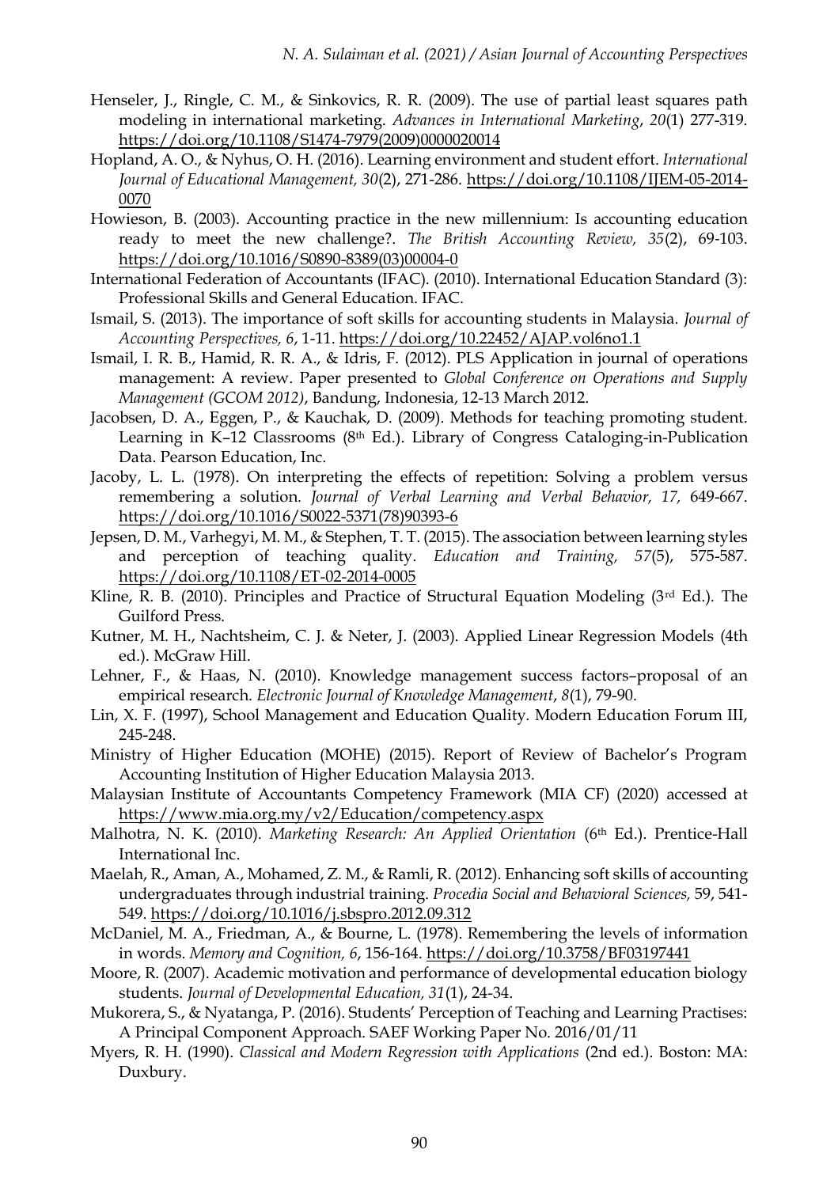Henseler, J., Ringle, C. M., & Sinkovics, R. R. (2009). The use of partial least squares path modeling in international marketing. *Advances in International Marketing*, *20*(1) 277-319. https://doi.org/10.1108/S1474-7979(2009)0000020014

Hopland, A. O., & Nyhus, O. H. (2016). Learning environment and student effort. *International Journal of Educational Management, 30*(2), 271-286. https://doi.org/10.1108/IJEM-05-2014-0070

Howieson, B. (2003). Accounting practice in the new millennium: Is accounting education ready to meet the new challenge?. *The British Accounting Review, 35*(2), 69-103. https://doi.org/10.1016/S0890-8389(03)00004-0

International Federation of Accountants (IFAC). (2010). International Education Standard (3): Professional Skills and General Education. IFAC.

Ismail, S. (2013). The importance of soft skills for accounting students in Malaysia. *Journal of Accounting Perspectives, 6*, 1-11. https://doi.org/10.22452/AJAP.vol6no1.1

Ismail, I. R. B., Hamid, R. R. A., & Idris, F. (2012). PLS Application in journal of operations management: A review. Paper presented to *Global Conference on Operations and Supply Management (GCOM 2012)*, Bandung, Indonesia, 12-13 March 2012.

Jacobsen, D. A., Eggen, P., & Kauchak, D. (2009). Methods for teaching promoting student. Learning in K–12 Classrooms (8th Ed.). Library of Congress Cataloging-in-Publication Data. Pearson Education, Inc.

Jacoby, L. L. (1978). On interpreting the effects of repetition: Solving a problem versus remembering a solution. *Journal of Verbal Learning and Verbal Behavior, 17,* 649-667. https://doi.org/10.1016/S0022-5371(78)90393-6

Jepsen, D. M., Varhegyi, M. M., & Stephen, T. T. (2015). The association between learning styles and perception of teaching quality. *Education and Training, 57*(5), 575-587. https://doi.org/10.1108/ET-02-2014-0005

Kline, R. B. (2010). Principles and Practice of Structural Equation Modeling (3rd Ed.). The Guilford Press.

Kutner, M. H., Nachtsheim, C. J. & Neter, J. (2003). Applied Linear Regression Models (4th ed.). McGraw Hill.

Lehner, F., & Haas, N. (2010). Knowledge management success factors–proposal of an empirical research. *Electronic Journal of Knowledge Management*, *8*(1), 79-90.

Lin, X. F. (1997), School Management and Education Quality. Modern Education Forum III, 245-248.

Ministry of Higher Education (MOHE) (2015). Report of Review of Bachelor's Program Accounting Institution of Higher Education Malaysia 2013.

Malaysian Institute of Accountants Competency Framework (MIA CF) (2020) accessed at https://www.mia.org.my/v2/Education/competency.aspx

Malhotra, N. K. (2010). *Marketing Research: An Applied Orientation* (6th Ed.). Prentice-Hall International Inc.

Maelah, R., Aman, A., Mohamed, Z. M., & Ramli, R. (2012). Enhancing soft skills of accounting undergraduates through industrial training. *Procedia Social and Behavioral Sciences,* 59, 541-549. https://doi.org/10.1016/j.sbspro.2012.09.312

McDaniel, M. A., Friedman, A., & Bourne, L. (1978). Remembering the levels of information in words. *Memory and Cognition, 6*, 156-164. https://doi.org/10.3758/BF03197441

Moore, R. (2007). Academic motivation and performance of developmental education biology students. *Journal of Developmental Education, 31*(1), 24-34.

Mukorera, S., & Nyatanga, P. (2016). Students' Perception of Teaching and Learning Practises: A Principal Component Approach. SAEF Working Paper No. 2016/01/11

Myers, R. H. (1990). *Classical and Modern Regression with Applications* (2nd ed.). Boston: MA: Duxbury.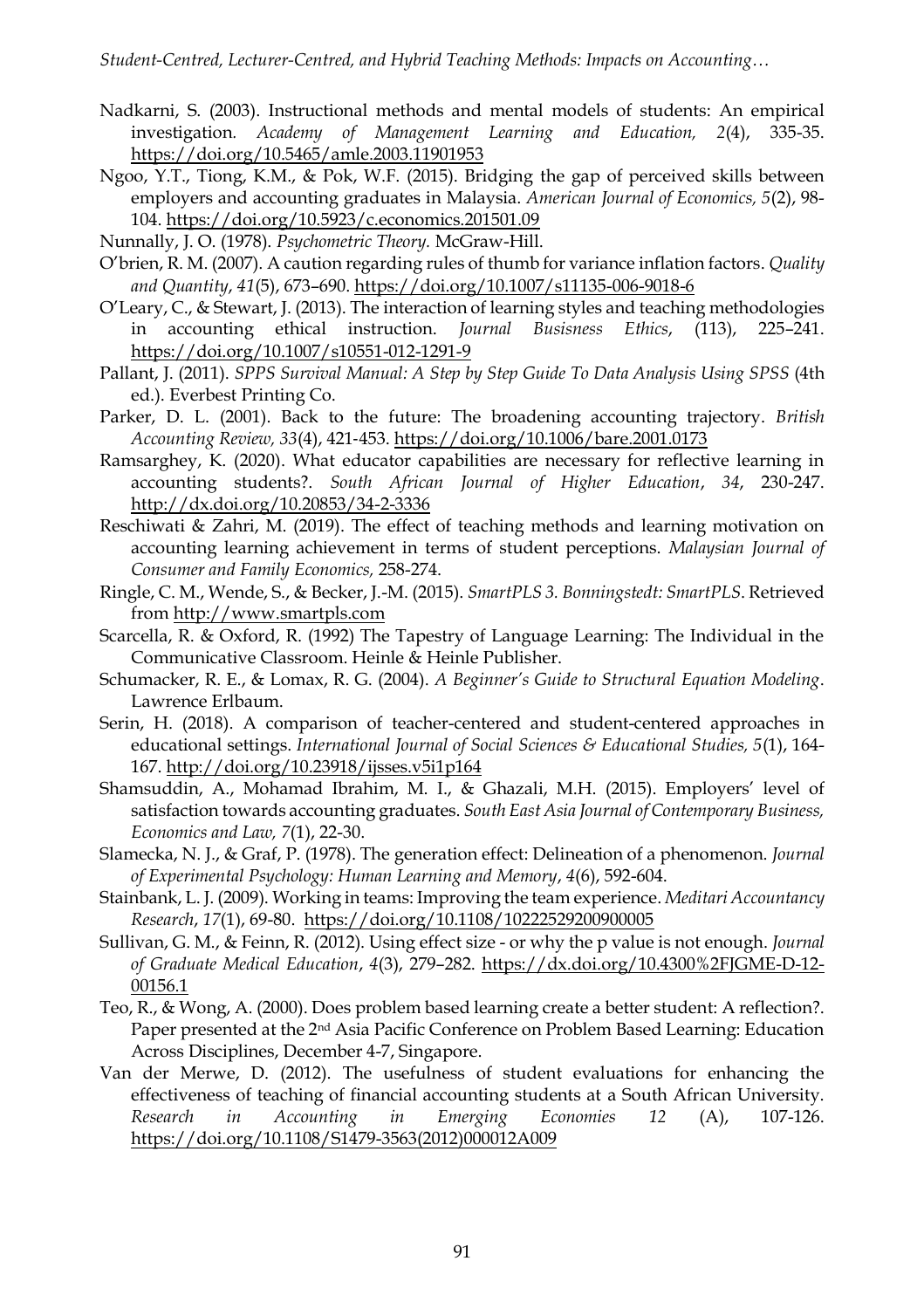Nadkarni, S. (2003). Instructional methods and mental models of students: An empirical investigation. *Academy of Management Learning and Education, 2*(4), 335-35. https://doi.org/10.5465/amle.2003.11901953

Ngoo, Y.T., Tiong, K.M., & Pok, W.F. (2015). Bridging the gap of perceived skills between employers and accounting graduates in Malaysia. *American Journal of Economics, 5*(2), 98-104. https://doi.org/10.5923/c.economics.201501.09

Nunnally, J. O. (1978). *Psychometric Theory.* McGraw-Hill.

O'brien, R. M. (2007). A caution regarding rules of thumb for variance inflation factors. *Quality and Quantity*, *41*(5), 673–690. https://doi.org/10.1007/s11135-006-9018-6

O'Leary, C., & Stewart, J. (2013). The interaction of learning styles and teaching methodologies in accounting ethical instruction. *Journal Busisness Ethics*, (113), 225–241. https://doi.org/10.1007/s10551-012-1291-9

Pallant, J. (2011). *SPPS Survival Manual: A Step by Step Guide To Data Analysis Using SPSS* (4th ed.). Everbest Printing Co.

Parker, D. L. (2001). Back to the future: The broadening accounting trajectory. *British Accounting Review, 33*(4), 421-453. https://doi.org/10.1006/bare.2001.0173

Ramsarghey, K. (2020). What educator capabilities are necessary for reflective learning in accounting students?. *South African Journal of Higher Education*, *34*, 230-247. http://dx.doi.org/10.20853/34-2-3336

Reschiwati & Zahri, M. (2019). The effect of teaching methods and learning motivation on accounting learning achievement in terms of student perceptions. *Malaysian Journal of Consumer and Family Economics,* 258-274.

Ringle, C. M., Wende, S., & Becker, J.-M. (2015). *SmartPLS 3. Bonningstedt: SmartPLS*. Retrieved from http://www.smartpls.com

Scarcella, R. & Oxford, R. (1992) The Tapestry of Language Learning: The Individual in the Communicative Classroom. Heinle & Heinle Publisher.

Schumacker, R. E., & Lomax, R. G. (2004). *A Beginner's Guide to Structural Equation Modeling*. Lawrence Erlbaum.

Serin, H. (2018). A comparison of teacher-centered and student-centered approaches in educational settings. *International Journal of Social Sciences & Educational Studies, 5*(1), 164-167. http://doi.org/10.23918/ijsses.v5i1p164

Shamsuddin, A., Mohamad Ibrahim, M. I., & Ghazali, M.H. (2015). Employers' level of satisfaction towards accounting graduates. *South East Asia Journal of Contemporary Business, Economics and Law, 7*(1), 22-30.

Slamecka, N. J., & Graf, P. (1978). The generation effect: Delineation of a phenomenon. *Journal of Experimental Psychology: Human Learning and Memory*, *4*(6), 592-604.

Stainbank, L. J. (2009). Working in teams: Improving the team experience. *Meditari Accountancy Research*, *17*(1), 69-80. https://doi.org/10.1108/10222529200900005

Sullivan, G. M., & Feinn, R. (2012). Using effect size - or why the p value is not enough. *Journal of Graduate Medical Education*, *4*(3), 279–282. https://dx.doi.org/10.4300%2FJGME-D-12-00156.1

Teo, R., & Wong, A. (2000). Does problem based learning create a better student: A reflection?. Paper presented at the 2nd Asia Pacific Conference on Problem Based Learning: Education Across Disciplines, December 4-7, Singapore.

Van der Merwe, D. (2012). The usefulness of student evaluations for enhancing the effectiveness of teaching of financial accounting students at a South African University. *Research in Accounting in Emerging Economies 12* (A), 107-126. https://doi.org/10.1108/S1479-3563(2012)000012A009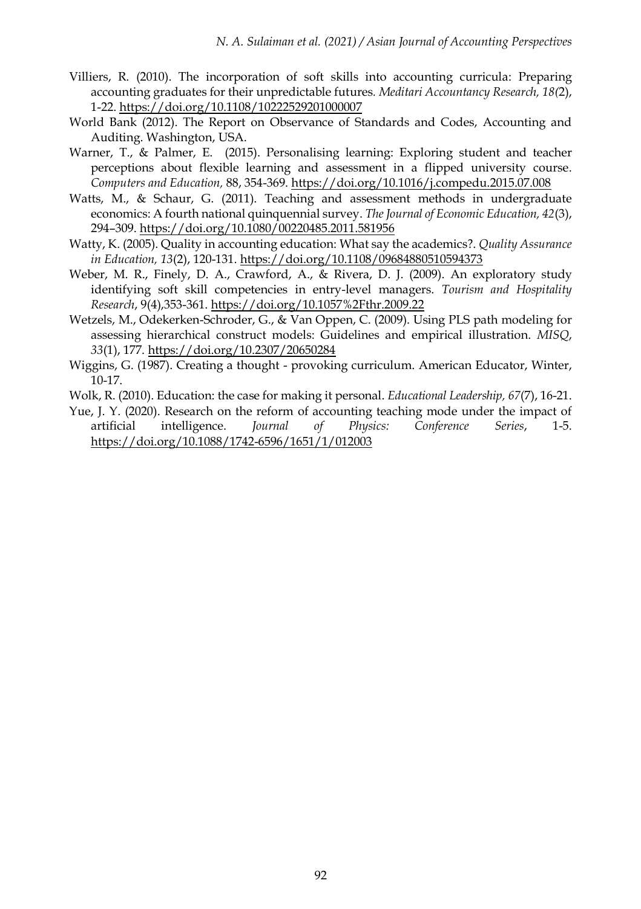Villiers, R. (2010). The incorporation of soft skills into accounting curricula: Preparing accounting graduates for their unpredictable futures. *Meditari Accountancy Research, 18(*2), 1-22. https://doi.org/10.1108/10222529201000007

World Bank (2012). The Report on Observance of Standards and Codes, Accounting and Auditing. Washington, USA.

Warner, T., & Palmer, E. (2015). Personalising learning: Exploring student and teacher perceptions about flexible learning and assessment in a flipped university course. *Computers and Education,* 88, 354-369. https://doi.org/10.1016/j.compedu.2015.07.008

Watts, M., & Schaur, G. (2011). Teaching and assessment methods in undergraduate economics: A fourth national quinquennial survey. *The Journal of Economic Education, 42*(3), 294–309. https://doi.org/10.1080/00220485.2011.581956

Watty, K. (2005). Quality in accounting education: What say the academics?. *Quality Assurance in Education, 13*(2), 120-131. https://doi.org/10.1108/09684880510594373

Weber, M. R., Finely, D. A., Crawford, A., & Rivera, D. J. (2009). An exploratory study identifying soft skill competencies in entry-level managers. *Tourism and Hospitality Research*, 9(4),353-361. https://doi.org/10.1057%2Fthr.2009.22

Wetzels, M., Odekerken-Schroder, G., & Van Oppen, C. (2009). Using PLS path modeling for assessing hierarchical construct models: Guidelines and empirical illustration. *MISQ*, *33*(1), 177. https://doi.org/10.2307/20650284

Wiggins, G. (1987). Creating a thought - provoking curriculum. American Educator, Winter, 10-17.

Wolk, R. (2010). Education: the case for making it personal. *Educational Leadership, 67*(7), 16-21.

Yue, J. Y. (2020). Research on the reform of accounting teaching mode under the impact of artificial intelligence. *Journal of Physics: Conference Series*, 1-5. https://doi.org/10.1088/1742-6596/1651/1/012003